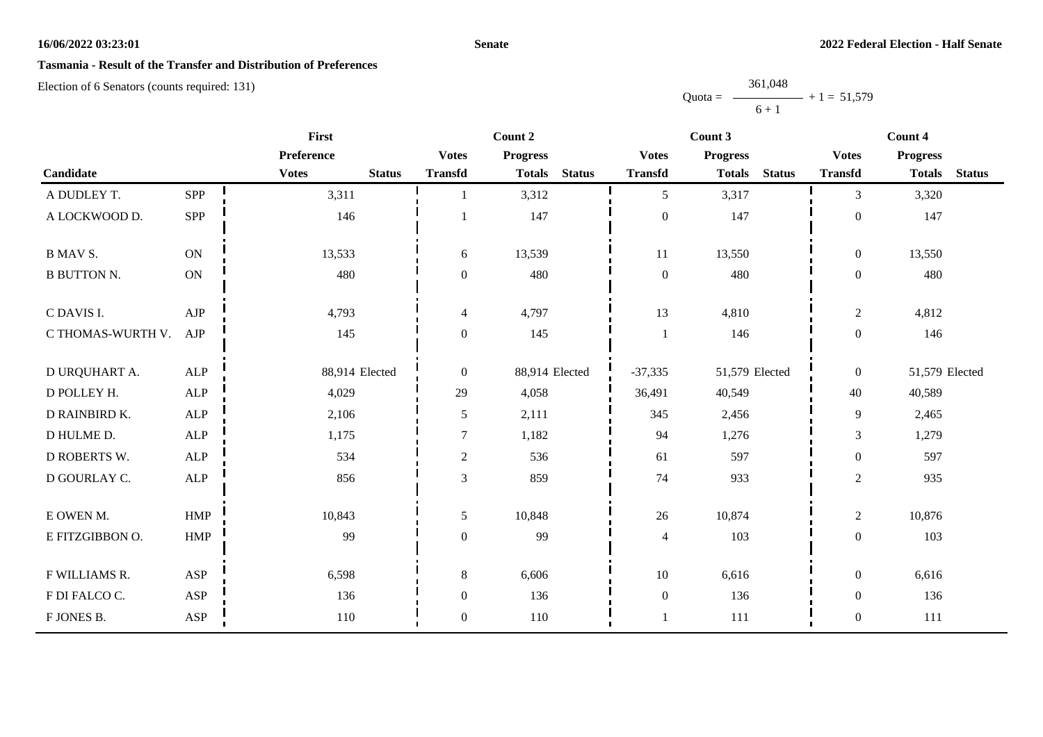## Tasmania - Result of the Transfer and Distribution of Preferences

Election of 6 Senators (counts required: 131)

$$\text{Quota} = \frac{361{,}048}{6 + 1} + 1 = 51{,}579$$

| Candidate | | First | | Count 2 | | | Count 3 | | | Count 4 | | |
|---|---|---|---|---|---|---|---|---|---|---|---|---|
| | | Preference | | Votes | Progress | | Votes | Progress | | Votes | Progress | |
| | | Votes | Status | Transfd | Totals | Status | Transfd | Totals | Status | Transfd | Totals | Status |
| A DUDLEY T. | SPP | 3,311 | | 1 | 3,312 | | 5 | 3,317 | | 3 | 3,320 | |
| A LOCKWOOD D. | SPP | 146 | | 1 | 147 | | 0 | 147 | | 0 | 147 | |
| B MAV S. | ON | 13,533 | | 6 | 13,539 | | 11 | 13,550 | | 0 | 13,550 | |
| B BUTTON N. | ON | 480 | | 0 | 480 | | 0 | 480 | | 0 | 480 | |
| C DAVIS I. | AJP | 4,793 | | 4 | 4,797 | | 13 | 4,810 | | 2 | 4,812 | |
| C THOMAS-WURTH V. | AJP | 145 | | 0 | 145 | | 1 | 146 | | 0 | 146 | |
| D URQUHART A. | ALP | 88,914 | Elected | 0 | 88,914 | Elected | -37,335 | 51,579 | Elected | 0 | 51,579 | Elected |
| D POLLEY H. | ALP | 4,029 | | 29 | 4,058 | | 36,491 | 40,549 | | 40 | 40,589 | |
| D RAINBIRD K. | ALP | 2,106 | | 5 | 2,111 | | 345 | 2,456 | | 9 | 2,465 | |
| D HULME D. | ALP | 1,175 | | 7 | 1,182 | | 94 | 1,276 | | 3 | 1,279 | |
| D ROBERTS W. | ALP | 534 | | 2 | 536 | | 61 | 597 | | 0 | 597 | |
| D GOURLAY C. | ALP | 856 | | 3 | 859 | | 74 | 933 | | 2 | 935 | |
| E OWEN M. | HMP | 10,843 | | 5 | 10,848 | | 26 | 10,874 | | 2 | 10,876 | |
| E FITZGIBBON O. | HMP | 99 | | 0 | 99 | | 4 | 103 | | 0 | 103 | |
| F WILLIAMS R. | ASP | 6,598 | | 8 | 6,606 | | 10 | 6,616 | | 0 | 6,616 | |
| F DI FALCO C. | ASP | 136 | | 0 | 136 | | 0 | 136 | | 0 | 136 | |
| F JONES B. | ASP | 110 | | 0 | 110 | | 1 | 111 | | 0 | 111 | |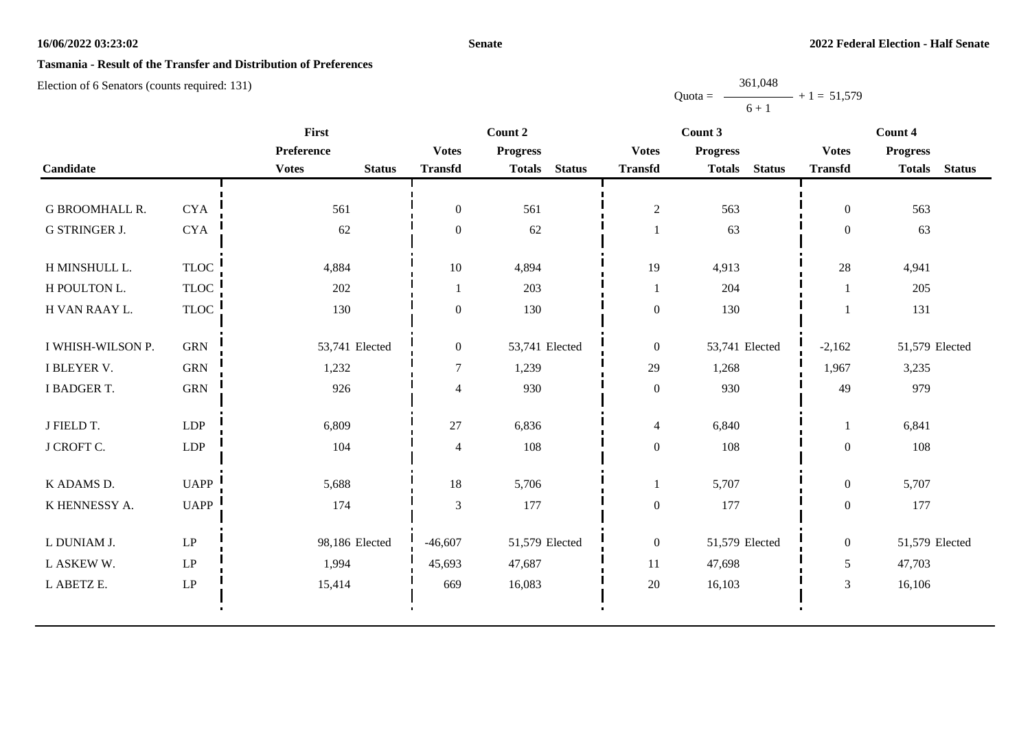**16/06/2022 03:23:02** **Senate** **2022 Federal Election - Half Senate**

## Tasmania - Result of the Transfer and Distribution of Preferences

Election of 6 Senators (counts required: 131)

$$\text{Quota} = \frac{361{,}048}{6 + 1} + 1 = 51{,}579$$

| Candidate | | First Preference | | Count 2 | | | Count 3 | | | Count 4 | | |
|---|---|---|---|---|---|---|---|---|---|---|---|---|
| | | Votes | Status | Votes Transfd | Progress Totals | Status | Votes Transfd | Progress Totals | Status | Votes Transfd | Progress Totals | Status |
| G BROOMHALL R. | CYA | 561 | | 0 | 561 | | 2 | 563 | | 0 | 563 | |
| G STRINGER J. | CYA | 62 | | 0 | 62 | | 1 | 63 | | 0 | 63 | |
| H MINSHULL L. | TLOC | 4,884 | | 10 | 4,894 | | 19 | 4,913 | | 28 | 4,941 | |
| H POULTON L. | TLOC | 202 | | 1 | 203 | | 1 | 204 | | 1 | 205 | |
| H VAN RAAY L. | TLOC | 130 | | 0 | 130 | | 0 | 130 | | 1 | 131 | |
| I WHISH-WILSON P. | GRN | 53,741 | Elected | 0 | 53,741 | Elected | 0 | 53,741 | Elected | -2,162 | 51,579 | Elected |
| I BLEYER V. | GRN | 1,232 | | 7 | 1,239 | | 29 | 1,268 | | 1,967 | 3,235 | |
| I BADGER T. | GRN | 926 | | 4 | 930 | | 0 | 930 | | 49 | 979 | |
| J FIELD T. | LDP | 6,809 | | 27 | 6,836 | | 4 | 6,840 | | 1 | 6,841 | |
| J CROFT C. | LDP | 104 | | 4 | 108 | | 0 | 108 | | 0 | 108 | |
| K ADAMS D. | UAPP | 5,688 | | 18 | 5,706 | | 1 | 5,707 | | 0 | 5,707 | |
| K HENNESSY A. | UAPP | 174 | | 3 | 177 | | 0 | 177 | | 0 | 177 | |
| L DUNIAM J. | LP | 98,186 | Elected | -46,607 | 51,579 | Elected | 0 | 51,579 | Elected | 0 | 51,579 | Elected |
| L ASKEW W. | LP | 1,994 | | 45,693 | 47,687 | | 11 | 47,698 | | 5 | 47,703 | |
| L ABETZ E. | LP | 15,414 | | 669 | 16,083 | | 20 | 16,103 | | 3 | 16,106 | |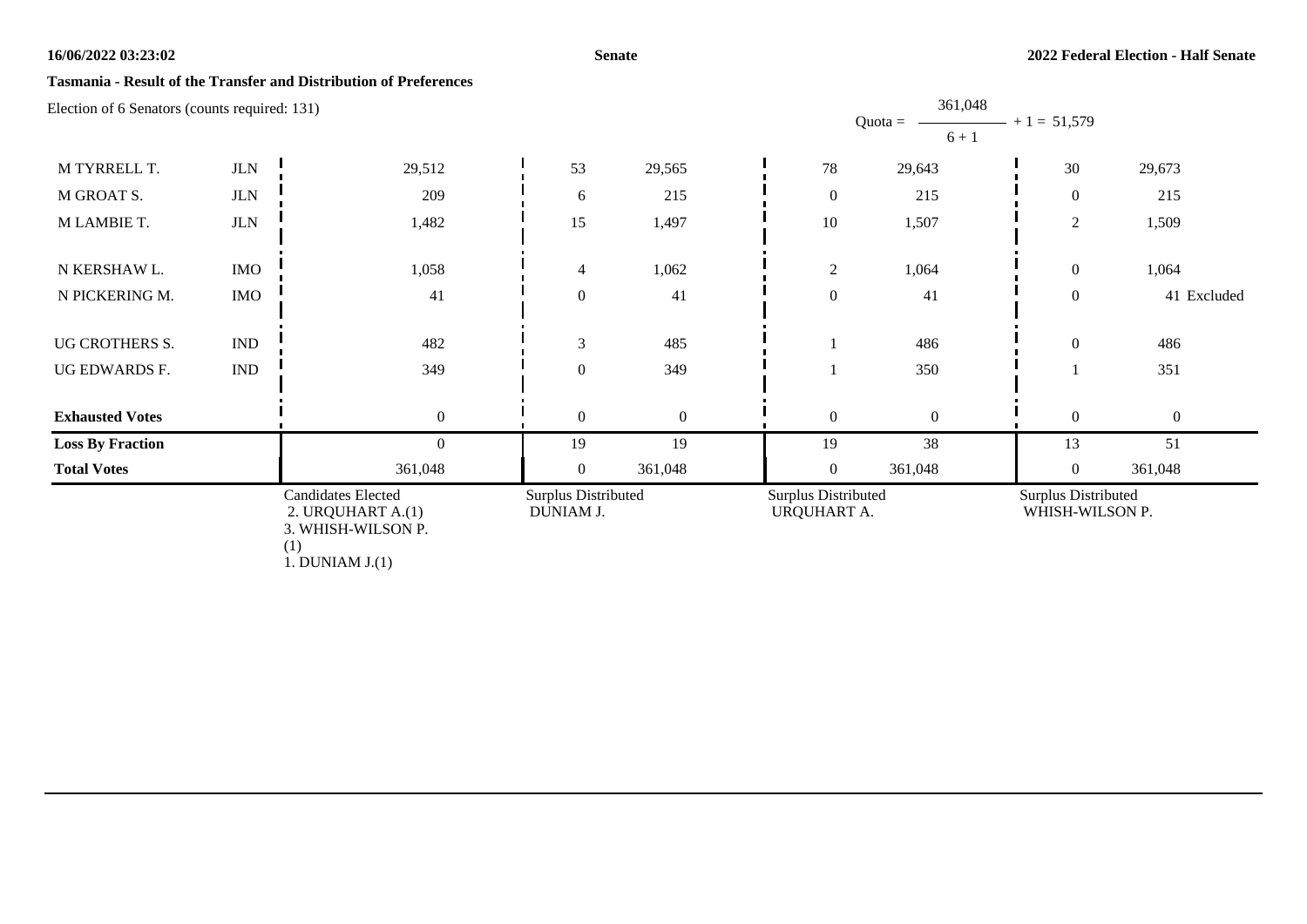## Tasmania - Result of the Transfer and Distribution of Preferences

Election of 6 Senators (counts required: 131)

$$\text{Quota} = \frac{361{,}048}{6 + 1} + 1 = 51{,}579$$

| | | | | | | | | |
|---|---|---|---|---|---|---|---|---|
| M TYRRELL T. | JLN | 29,512 | 53 | 29,565 | 78 | 29,643 | 30 | 29,673 |
| M GROAT S. | JLN | 209 | 6 | 215 | 0 | 215 | 0 | 215 |
| M LAMBIE T. | JLN | 1,482 | 15 | 1,497 | 10 | 1,507 | 2 | 1,509 |
| N KERSHAW L. | IMO | 1,058 | 4 | 1,062 | 2 | 1,064 | 0 | 1,064 |
| N PICKERING M. | IMO | 41 | 0 | 41 | 0 | 41 | 0 | 41 Excluded |
| UG CROTHERS S. | IND | 482 | 3 | 485 | 1 | 486 | 0 | 486 |
| UG EDWARDS F. | IND | 349 | 0 | 349 | 1 | 350 | 1 | 351 |
| **Exhausted Votes** | | 0 | 0 | 0 | 0 | 0 | 0 | 0 |
| **Loss By Fraction** | | 0 | 19 | 19 | 19 | 38 | 13 | 51 |
| **Total Votes** | | 361,048 | 0 | 361,048 | 0 | 361,048 | 0 | 361,048 |
| | | Candidates Elected 2. URQUHART A.(1) 3. WHISH-WILSON P. (1) 1. DUNIAM J.(1) | Surplus Distributed DUNIAM J. | | Surplus Distributed URQUHART A. | | Surplus Distributed WHISH-WILSON P. | |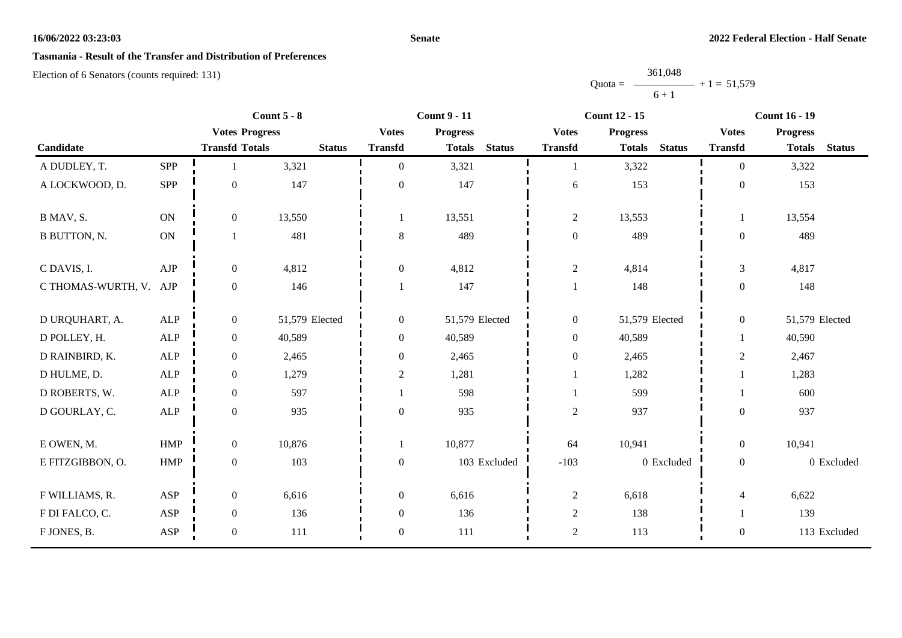## Tasmania - Result of the Transfer and Distribution of Preferences

Election of 6 Senators (counts required: 131)

$$\text{Quota} = \frac{361{,}048}{6 + 1} + 1 = 51{,}579$$

| Candidate | | Count 5 - 8 | | | Count 9 - 11 | | | Count 12 - 15 | | | Count 16 - 19 | | |
|---|---|---|---|---|---|---|---|---|---|---|---|---|---|
| | | Votes Transfd | Progress Totals | Status | Votes Transfd | Progress Totals | Status | Votes Transfd | Progress Totals | Status | Votes Transfd | Progress Totals | Status |
| A DUDLEY, T. | SPP | 1 | 3,321 | | 0 | 3,321 | | 1 | 3,322 | | 0 | 3,322 | |
| A LOCKWOOD, D. | SPP | 0 | 147 | | 0 | 147 | | 6 | 153 | | 0 | 153 | |
| B MAV, S. | ON | 0 | 13,550 | | 1 | 13,551 | | 2 | 13,553 | | 1 | 13,554 | |
| B BUTTON, N. | ON | 1 | 481 | | 8 | 489 | | 0 | 489 | | 0 | 489 | |
| C DAVIS, I. | AJP | 0 | 4,812 | | 0 | 4,812 | | 2 | 4,814 | | 3 | 4,817 | |
| C THOMAS-WURTH, V. | AJP | 0 | 146 | | 1 | 147 | | 1 | 148 | | 0 | 148 | |
| D URQUHART, A. | ALP | 0 | 51,579 | Elected | 0 | 51,579 | Elected | 0 | 51,579 | Elected | 0 | 51,579 | Elected |
| D POLLEY, H. | ALP | 0 | 40,589 | | 0 | 40,589 | | 0 | 40,589 | | 1 | 40,590 | |
| D RAINBIRD, K. | ALP | 0 | 2,465 | | 0 | 2,465 | | 0 | 2,465 | | 2 | 2,467 | |
| D HULME, D. | ALP | 0 | 1,279 | | 2 | 1,281 | | 1 | 1,282 | | 1 | 1,283 | |
| D ROBERTS, W. | ALP | 0 | 597 | | 1 | 598 | | 1 | 599 | | 1 | 600 | |
| D GOURLAY, C. | ALP | 0 | 935 | | 0 | 935 | | 2 | 937 | | 0 | 937 | |
| E OWEN, M. | HMP | 0 | 10,876 | | 1 | 10,877 | | 64 | 10,941 | | 0 | 10,941 | |
| E FITZGIBBON, O. | HMP | 0 | 103 | | 0 | 103 | Excluded | -103 | 0 | Excluded | 0 | 0 | Excluded |
| F WILLIAMS, R. | ASP | 0 | 6,616 | | 0 | 6,616 | | 2 | 6,618 | | 4 | 6,622 | |
| F DI FALCO, C. | ASP | 0 | 136 | | 0 | 136 | | 2 | 138 | | 1 | 139 | |
| F JONES, B. | ASP | 0 | 111 | | 0 | 111 | | 2 | 113 | | 0 | 113 | Excluded |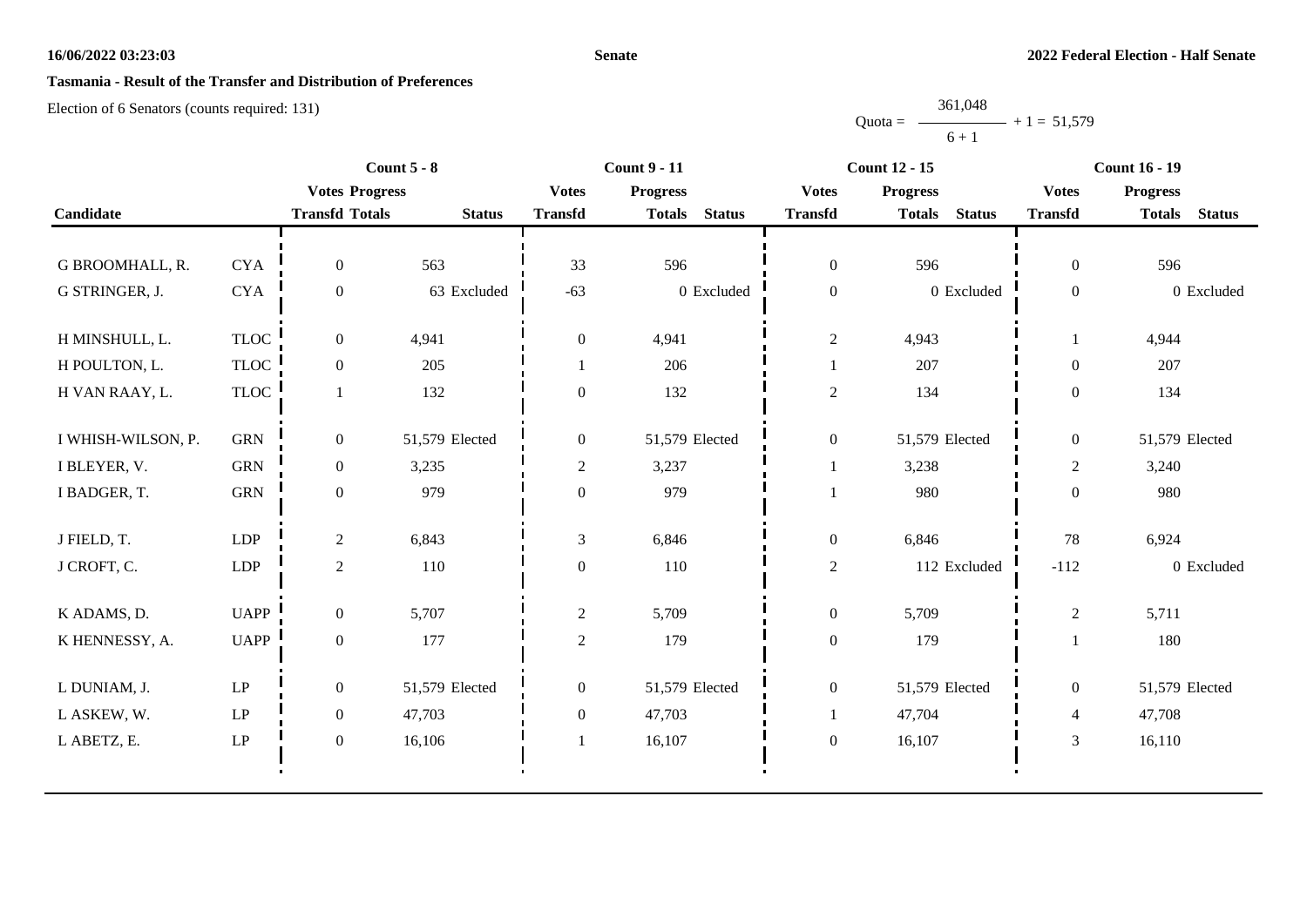**Tasmania - Result of the Transfer and Distribution of Preferences**

Election of 6 Senators (counts required: 131)

$$\text{Quota} = \frac{361{,}048}{6 + 1} + 1 = 51{,}579$$

| Candidate | | Count 5 - 8 | | | Count 9 - 11 | | | Count 12 - 15 | | | Count 16 - 19 | | |
|---|---|---|---|---|---|---|---|---|---|---|---|---|---|
| | | Votes Transfd | Progress Totals | Status | Votes Transfd | Progress Totals | Status | Votes Transfd | Progress Totals | Status | Votes Transfd | Progress Totals | Status |
| G BROOMHALL, R. | CYA | 0 | 563 | | 33 | 596 | | 0 | 596 | | 0 | 596 | |
| G STRINGER, J. | CYA | 0 | 63 | Excluded | -63 | 0 | Excluded | 0 | 0 | Excluded | 0 | 0 | Excluded |
| H MINSHULL, L. | TLOC | 0 | 4,941 | | 0 | 4,941 | | 2 | 4,943 | | 1 | 4,944 | |
| H POULTON, L. | TLOC | 0 | 205 | | 1 | 206 | | 1 | 207 | | 0 | 207 | |
| H VAN RAAY, L. | TLOC | 1 | 132 | | 0 | 132 | | 2 | 134 | | 0 | 134 | |
| I WHISH-WILSON, P. | GRN | 0 | 51,579 | Elected | 0 | 51,579 | Elected | 0 | 51,579 | Elected | 0 | 51,579 | Elected |
| I BLEYER, V. | GRN | 0 | 3,235 | | 2 | 3,237 | | 1 | 3,238 | | 2 | 3,240 | |
| I BADGER, T. | GRN | 0 | 979 | | 0 | 979 | | 1 | 980 | | 0 | 980 | |
| J FIELD, T. | LDP | 2 | 6,843 | | 3 | 6,846 | | 0 | 6,846 | | 78 | 6,924 | |
| J CROFT, C. | LDP | 2 | 110 | | 0 | 110 | | 2 | 112 | Excluded | -112 | 0 | Excluded |
| K ADAMS, D. | UAPP | 0 | 5,707 | | 2 | 5,709 | | 0 | 5,709 | | 2 | 5,711 | |
| K HENNESSY, A. | UAPP | 0 | 177 | | 2 | 179 | | 0 | 179 | | 1 | 180 | |
| L DUNIAM, J. | LP | 0 | 51,579 | Elected | 0 | 51,579 | Elected | 0 | 51,579 | Elected | 0 | 51,579 | Elected |
| L ASKEW, W. | LP | 0 | 47,703 | | 0 | 47,703 | | 1 | 47,704 | | 4 | 47,708 | |
| L ABETZ, E. | LP | 0 | 16,106 | | 1 | 16,107 | | 0 | 16,107 | | 3 | 16,110 | |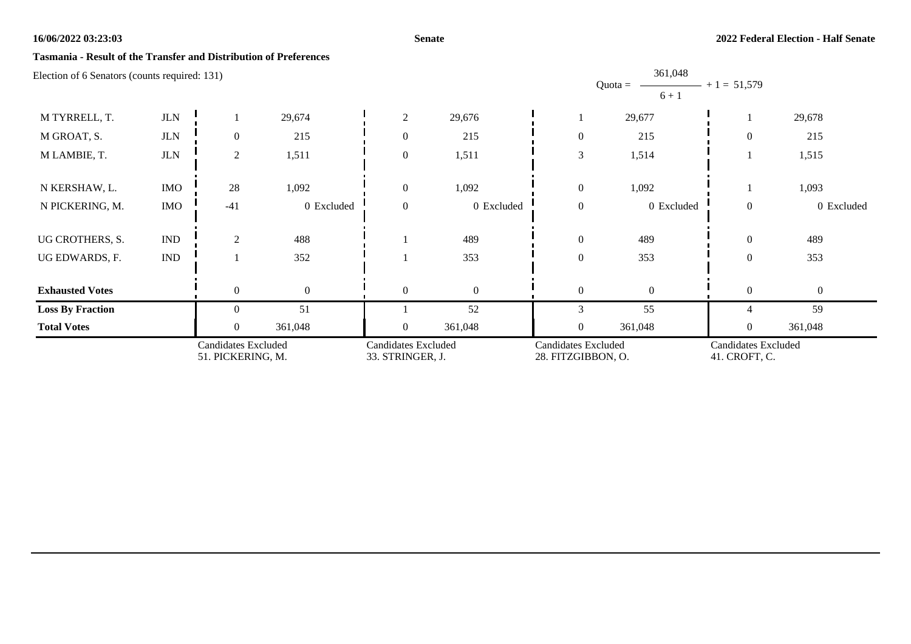**16/06/2022 03:23:03** **Senate** **2022 Federal Election - Half Senate**

## Tasmania - Result of the Transfer and Distribution of Preferences

Election of 6 Senators (counts required: 131)

$$\text{Quota} = \frac{361{,}048}{6 + 1} + 1 = 51{,}579$$

| Candidate | Party | | | | | | | | |
|---|---|---|---|---|---|---|---|---|---|
| M TYRRELL, T. | JLN | 1 | 29,674 | 2 | 29,676 | 1 | 29,677 | 1 | 29,678 |
| M GROAT, S. | JLN | 0 | 215 | 0 | 215 | 0 | 215 | 0 | 215 |
| M LAMBIE, T. | JLN | 2 | 1,511 | 0 | 1,511 | 3 | 1,514 | 1 | 1,515 |
| N KERSHAW, L. | IMO | 28 | 1,092 | 0 | 1,092 | 0 | 1,092 | 1 | 1,093 |
| N PICKERING, M. | IMO | -41 | 0 Excluded | 0 | 0 Excluded | 0 | 0 Excluded | 0 | 0 Excluded |
| UG CROTHERS, S. | IND | 2 | 488 | 1 | 489 | 0 | 489 | 0 | 489 |
| UG EDWARDS, F. | IND | 1 | 352 | 1 | 353 | 0 | 353 | 0 | 353 |
| **Exhausted Votes** | | 0 | 0 | 0 | 0 | 0 | 0 | 0 | 0 |
| **Loss By Fraction** | | 0 | 51 | 1 | 52 | 3 | 55 | 4 | 59 |
| **Total Votes** | | 0 | 361,048 | 0 | 361,048 | 0 | 361,048 | 0 | 361,048 |
| | | Candidates Excluded 51. PICKERING, M. | | Candidates Excluded 33. STRINGER, J. | | Candidates Excluded 28. FITZGIBBON, O. | | Candidates Excluded 41. CROFT, C. | |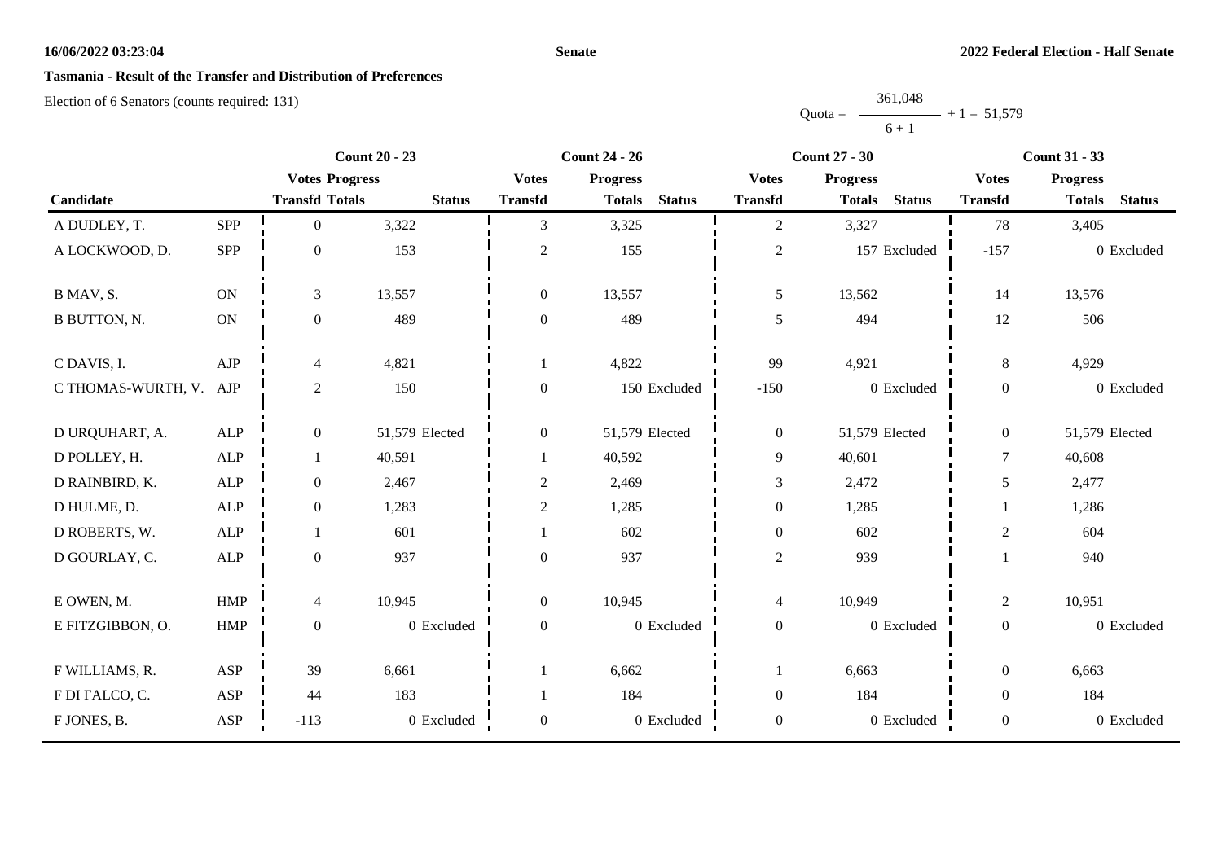**Tasmania - Result of the Transfer and Distribution of Preferences**

Election of 6 Senators (counts required: 131)

$$\text{Quota} = \frac{361{,}048}{6 + 1} + 1 = 51{,}579$$

| Candidate | | Count 20 - 23 | | | Count 24 - 26 | | | Count 27 - 30 | | | Count 31 - 33 | | |
|---|---|---|---|---|---|---|---|---|---|---|---|---|---|
| | | Votes Transfd | Progress Totals | Status | Votes Transfd | Progress Totals | Status | Votes Transfd | Progress Totals | Status | Votes Transfd | Progress Totals | Status |
| A DUDLEY, T. | SPP | 0 | 3,322 | | 3 | 3,325 | | 2 | 3,327 | | 78 | 3,405 | |
| A LOCKWOOD, D. | SPP | 0 | 153 | | 2 | 155 | | 2 | 157 | Excluded | -157 | 0 | Excluded |
| B MAV, S. | ON | 3 | 13,557 | | 0 | 13,557 | | 5 | 13,562 | | 14 | 13,576 | |
| B BUTTON, N. | ON | 0 | 489 | | 0 | 489 | | 5 | 494 | | 12 | 506 | |
| C DAVIS, I. | AJP | 4 | 4,821 | | 1 | 4,822 | | 99 | 4,921 | | 8 | 4,929 | |
| C THOMAS-WURTH, V. | AJP | 2 | 150 | | 0 | 150 | Excluded | -150 | 0 | Excluded | 0 | 0 | Excluded |
| D URQUHART, A. | ALP | 0 | 51,579 | Elected | 0 | 51,579 | Elected | 0 | 51,579 | Elected | 0 | 51,579 | Elected |
| D POLLEY, H. | ALP | 1 | 40,591 | | 1 | 40,592 | | 9 | 40,601 | | 7 | 40,608 | |
| D RAINBIRD, K. | ALP | 0 | 2,467 | | 2 | 2,469 | | 3 | 2,472 | | 5 | 2,477 | |
| D HULME, D. | ALP | 0 | 1,283 | | 2 | 1,285 | | 0 | 1,285 | | 1 | 1,286 | |
| D ROBERTS, W. | ALP | 1 | 601 | | 1 | 602 | | 0 | 602 | | 2 | 604 | |
| D GOURLAY, C. | ALP | 0 | 937 | | 0 | 937 | | 2 | 939 | | 1 | 940 | |
| E OWEN, M. | HMP | 4 | 10,945 | | 0 | 10,945 | | 4 | 10,949 | | 2 | 10,951 | |
| E FITZGIBBON, O. | HMP | 0 | 0 | Excluded | 0 | 0 | Excluded | 0 | 0 | Excluded | 0 | 0 | Excluded |
| F WILLIAMS, R. | ASP | 39 | 6,661 | | 1 | 6,662 | | 1 | 6,663 | | 0 | 6,663 | |
| F DI FALCO, C. | ASP | 44 | 183 | | 1 | 184 | | 0 | 184 | | 0 | 184 | |
| F JONES, B. | ASP | -113 | 0 | Excluded | 0 | 0 | Excluded | 0 | 0 | Excluded | 0 | 0 | Excluded |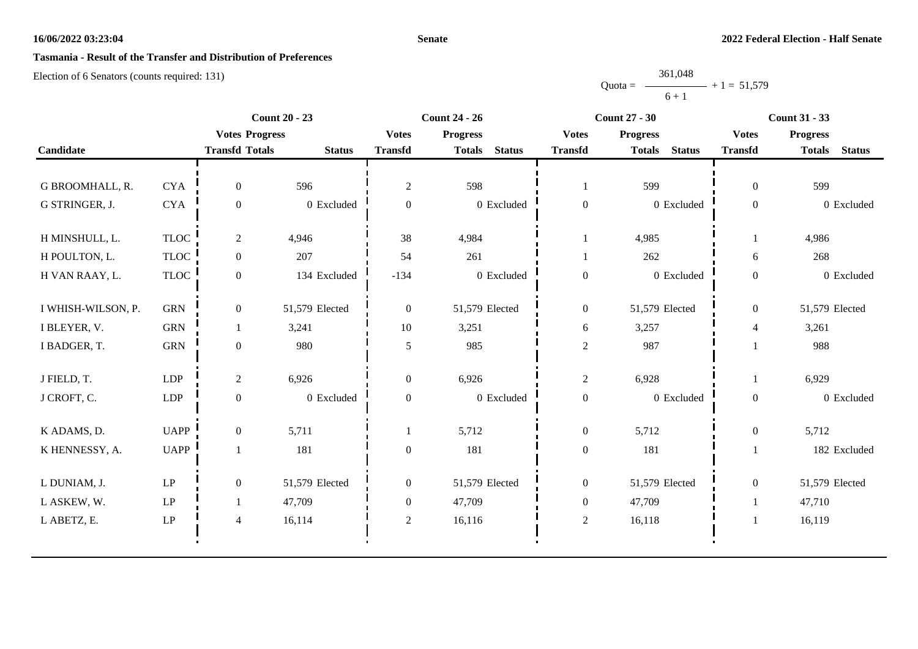**Senate**

**2022 Federal Election - Half Senate**

**Tasmania - Result of the Transfer and Distribution of Preferences**

Election of 6 Senators (counts required: 131)

$$\text{Quota} = \frac{361{,}048}{6 + 1} + 1 = 51{,}579$$

| | | Count 20 - 23 | | | Count 24 - 26 | | | Count 27 - 30 | | | Count 31 - 33 | | |
|---|---|---|---|---|---|---|---|---|---|---|---|---|---|
| | | Votes | Progress | | Votes | Progress | | Votes | Progress | | Votes | Progress | |
| Candidate | | Transfd | Totals | Status | Transfd | Totals | Status | Transfd | Totals | Status | Transfd | Totals | Status |
| G BROOMHALL, R. | CYA | 0 | 596 | | 2 | 598 | | 1 | 599 | | 0 | 599 | |
| G STRINGER, J. | CYA | 0 | 0 | Excluded | 0 | 0 | Excluded | 0 | 0 | Excluded | 0 | 0 | Excluded |
| H MINSHULL, L. | TLOC | 2 | 4,946 | | 38 | 4,984 | | 1 | 4,985 | | 1 | 4,986 | |
| H POULTON, L. | TLOC | 0 | 207 | | 54 | 261 | | 1 | 262 | | 6 | 268 | |
| H VAN RAAY, L. | TLOC | 0 | 134 | Excluded | -134 | 0 | Excluded | 0 | 0 | Excluded | 0 | 0 | Excluded |
| I WHISH-WILSON, P. | GRN | 0 | 51,579 | Elected | 0 | 51,579 | Elected | 0 | 51,579 | Elected | 0 | 51,579 | Elected |
| I BLEYER, V. | GRN | 1 | 3,241 | | 10 | 3,251 | | 6 | 3,257 | | 4 | 3,261 | |
| I BADGER, T. | GRN | 0 | 980 | | 5 | 985 | | 2 | 987 | | 1 | 988 | |
| J FIELD, T. | LDP | 2 | 6,926 | | 0 | 6,926 | | 2 | 6,928 | | 1 | 6,929 | |
| J CROFT, C. | LDP | 0 | 0 | Excluded | 0 | 0 | Excluded | 0 | 0 | Excluded | 0 | 0 | Excluded |
| K ADAMS, D. | UAPP | 0 | 5,711 | | 1 | 5,712 | | 0 | 5,712 | | 0 | 5,712 | |
| K HENNESSY, A. | UAPP | 1 | 181 | | 0 | 181 | | 0 | 181 | | 1 | 182 | Excluded |
| L DUNIAM, J. | LP | 0 | 51,579 | Elected | 0 | 51,579 | Elected | 0 | 51,579 | Elected | 0 | 51,579 | Elected |
| L ASKEW, W. | LP | 1 | 47,709 | | 0 | 47,709 | | 0 | 47,709 | | 1 | 47,710 | |
| L ABETZ, E. | LP | 4 | 16,114 | | 2 | 16,116 | | 2 | 16,118 | | 1 | 16,119 | |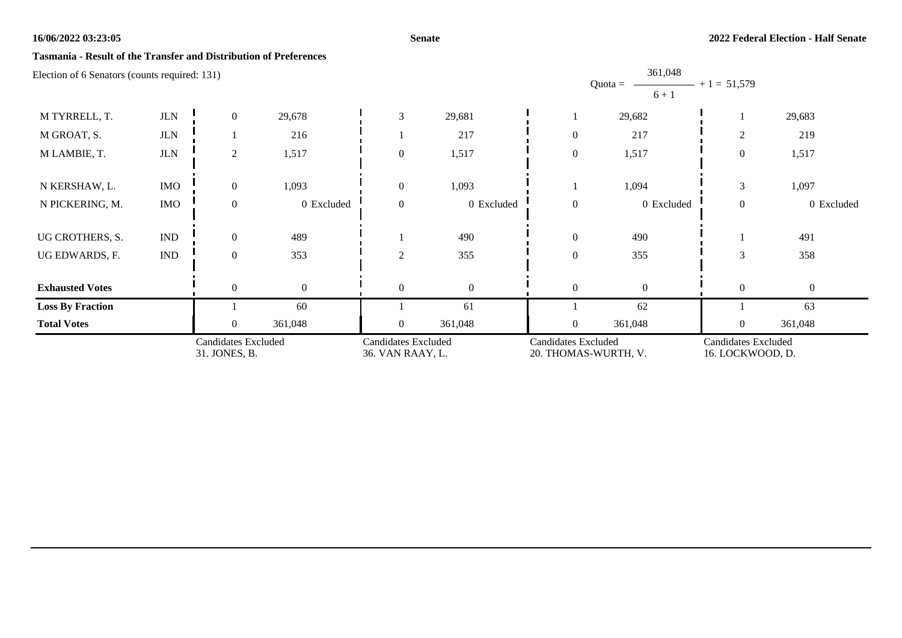**Tasmania - Result of the Transfer and Distribution of Preferences**

Election of 6 Senators (counts required: 131)

Quota = 361,048 / (6 + 1) + 1 = 51,579

| | | | | | | | | | |
|---|---|---|---|---|---|---|---|---|---|
| M TYRRELL, T. | JLN | 0 | 29,678 | 3 | 29,681 | 1 | 29,682 | 1 | 29,683 |
| M GROAT, S. | JLN | 1 | 216 | 1 | 217 | 0 | 217 | 2 | 219 |
| M LAMBIE, T. | JLN | 2 | 1,517 | 0 | 1,517 | 0 | 1,517 | 0 | 1,517 |
| N KERSHAW, L. | IMO | 0 | 1,093 | 0 | 1,093 | 1 | 1,094 | 3 | 1,097 |
| N PICKERING, M. | IMO | 0 | 0 Excluded | 0 | 0 Excluded | 0 | 0 Excluded | 0 | 0 Excluded |
| UG CROTHERS, S. | IND | 0 | 489 | 1 | 490 | 0 | 490 | 1 | 491 |
| UG EDWARDS, F. | IND | 0 | 353 | 2 | 355 | 0 | 355 | 3 | 358 |
| **Exhausted Votes** | | 0 | 0 | 0 | 0 | 0 | 0 | 0 | 0 |
| **Loss By Fraction** | | 1 | 60 | 1 | 61 | 1 | 62 | 1 | 63 |
| **Total Votes** | | 0 | 361,048 | 0 | 361,048 | 0 | 361,048 | 0 | 361,048 |
| | | Candidates Excluded 31. JONES, B. | | Candidates Excluded 36. VAN RAAY, L. | | Candidates Excluded 20. THOMAS-WURTH, V. | | Candidates Excluded 16. LOCKWOOD, D. | |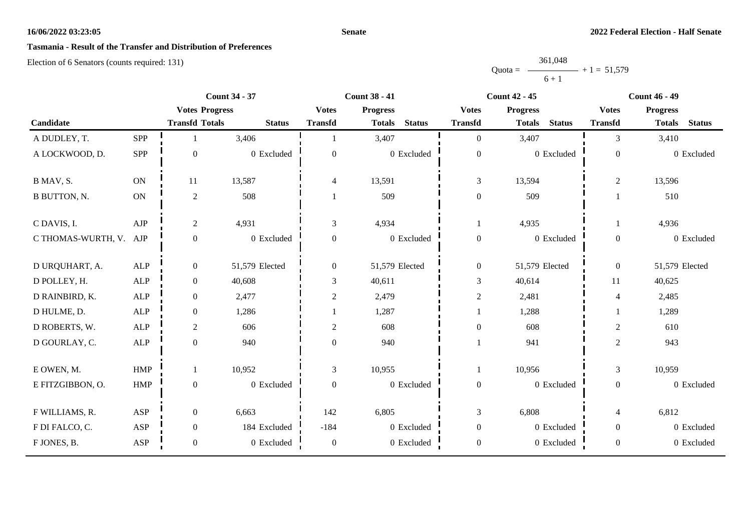**16/06/2022 03:23:05** **Senate** **2022 Federal Election - Half Senate**

## Tasmania - Result of the Transfer and Distribution of Preferences

Election of 6 Senators (counts required: 131)

$$\text{Quota} = \frac{361{,}048}{6 + 1} + 1 = 51{,}579$$

| | | Count 34 - 37 | | | Count 38 - 41 | | | Count 42 - 45 | | | Count 46 - 49 | | |
|---|---|---|---|---|---|---|---|---|---|---|---|---|---|
| | | Votes Progress | | | Votes | Progress | | Votes | Progress | | Votes | Progress | |
| Candidate | | Transfd | Totals | Status | Transfd | Totals | Status | Transfd | Totals | Status | Transfd | Totals | Status |
| A DUDLEY, T. | SPP | 1 | 3,406 | | 1 | 3,407 | | 0 | 3,407 | | 3 | 3,410 | |
| A LOCKWOOD, D. | SPP | 0 | 0 | Excluded | 0 | 0 | Excluded | 0 | 0 | Excluded | 0 | 0 | Excluded |
| B MAV, S. | ON | 11 | 13,587 | | 4 | 13,591 | | 3 | 13,594 | | 2 | 13,596 | |
| B BUTTON, N. | ON | 2 | 508 | | 1 | 509 | | 0 | 509 | | 1 | 510 | |
| C DAVIS, I. | AJP | 2 | 4,931 | | 3 | 4,934 | | 1 | 4,935 | | 1 | 4,936 | |
| C THOMAS-WURTH, V. | AJP | 0 | 0 | Excluded | 0 | 0 | Excluded | 0 | 0 | Excluded | 0 | 0 | Excluded |
| D URQUHART, A. | ALP | 0 | 51,579 | Elected | 0 | 51,579 | Elected | 0 | 51,579 | Elected | 0 | 51,579 | Elected |
| D POLLEY, H. | ALP | 0 | 40,608 | | 3 | 40,611 | | 3 | 40,614 | | 11 | 40,625 | |
| D RAINBIRD, K. | ALP | 0 | 2,477 | | 2 | 2,479 | | 2 | 2,481 | | 4 | 2,485 | |
| D HULME, D. | ALP | 0 | 1,286 | | 1 | 1,287 | | 1 | 1,288 | | 1 | 1,289 | |
| D ROBERTS, W. | ALP | 2 | 606 | | 2 | 608 | | 0 | 608 | | 2 | 610 | |
| D GOURLAY, C. | ALP | 0 | 940 | | 0 | 940 | | 1 | 941 | | 2 | 943 | |
| E OWEN, M. | HMP | 1 | 10,952 | | 3 | 10,955 | | 1 | 10,956 | | 3 | 10,959 | |
| E FITZGIBBON, O. | HMP | 0 | 0 | Excluded | 0 | 0 | Excluded | 0 | 0 | Excluded | 0 | 0 | Excluded |
| F WILLIAMS, R. | ASP | 0 | 6,663 | | 142 | 6,805 | | 3 | 6,808 | | 4 | 6,812 | |
| F DI FALCO, C. | ASP | 0 | 184 | Excluded | -184 | 0 | Excluded | 0 | 0 | Excluded | 0 | 0 | Excluded |
| F JONES, B. | ASP | 0 | 0 | Excluded | 0 | 0 | Excluded | 0 | 0 | Excluded | 0 | 0 | Excluded |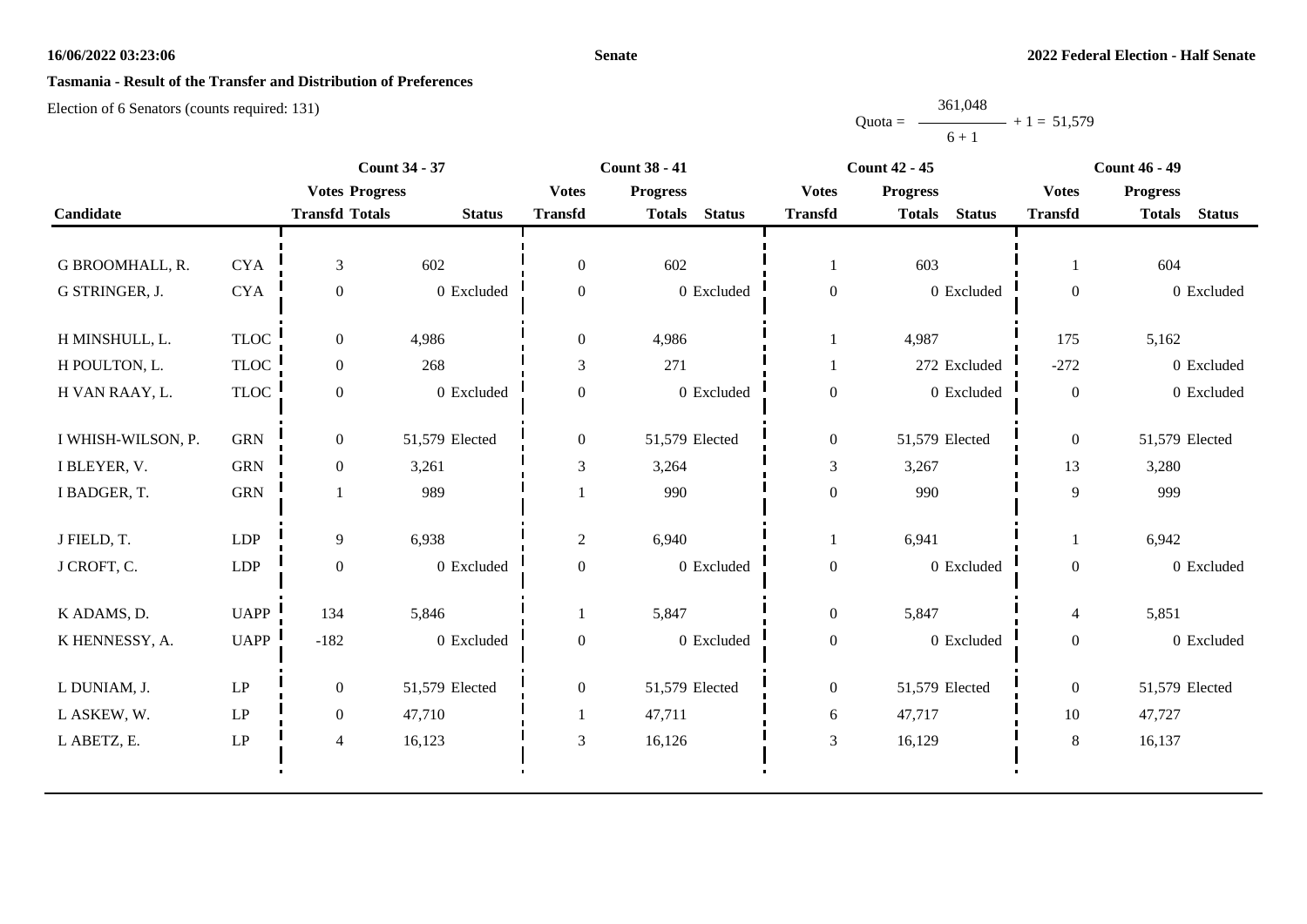**Tasmania - Result of the Transfer and Distribution of Preferences**

Election of 6 Senators (counts required: 131)

$$\text{Quota} = \frac{361,048}{6 + 1} + 1 = 51,579$$

| Candidate | | Count 34 - 37 | | | Count 38 - 41 | | | Count 42 - 45 | | | Count 46 - 49 | | |
|---|---|---|---|---|---|---|---|---|---|---|---|---|---|
| | | Votes Transfd | Progress Totals | Status | Votes Transfd | Progress Totals | Status | Votes Transfd | Progress Totals | Status | Votes Transfd | Progress Totals | Status |
| G BROOMHALL, R. | CYA | 3 | 602 | | 0 | 602 | | 1 | 603 | | 1 | 604 | |
| G STRINGER, J. | CYA | 0 | 0 | Excluded | 0 | 0 | Excluded | 0 | 0 | Excluded | 0 | 0 | Excluded |
| H MINSHULL, L. | TLOC | 0 | 4,986 | | 0 | 4,986 | | 1 | 4,987 | | 175 | 5,162 | |
| H POULTON, L. | TLOC | 0 | 268 | | 3 | 271 | | 1 | 272 | Excluded | -272 | 0 | Excluded |
| H VAN RAAY, L. | TLOC | 0 | 0 | Excluded | 0 | 0 | Excluded | 0 | 0 | Excluded | 0 | 0 | Excluded |
| I WHISH-WILSON, P. | GRN | 0 | 51,579 | Elected | 0 | 51,579 | Elected | 0 | 51,579 | Elected | 0 | 51,579 | Elected |
| I BLEYER, V. | GRN | 0 | 3,261 | | 3 | 3,264 | | 3 | 3,267 | | 13 | 3,280 | |
| I BADGER, T. | GRN | 1 | 989 | | 1 | 990 | | 0 | 990 | | 9 | 999 | |
| J FIELD, T. | LDP | 9 | 6,938 | | 2 | 6,940 | | 1 | 6,941 | | 1 | 6,942 | |
| J CROFT, C. | LDP | 0 | 0 | Excluded | 0 | 0 | Excluded | 0 | 0 | Excluded | 0 | 0 | Excluded |
| K ADAMS, D. | UAPP | 134 | 5,846 | | 1 | 5,847 | | 0 | 5,847 | | 4 | 5,851 | |
| K HENNESSY, A. | UAPP | -182 | 0 | Excluded | 0 | 0 | Excluded | 0 | 0 | Excluded | 0 | 0 | Excluded |
| L DUNIAM, J. | LP | 0 | 51,579 | Elected | 0 | 51,579 | Elected | 0 | 51,579 | Elected | 0 | 51,579 | Elected |
| L ASKEW, W. | LP | 0 | 47,710 | | 1 | 47,711 | | 6 | 47,717 | | 10 | 47,727 | |
| L ABETZ, E. | LP | 4 | 16,123 | | 3 | 16,126 | | 3 | 16,129 | | 8 | 16,137 | |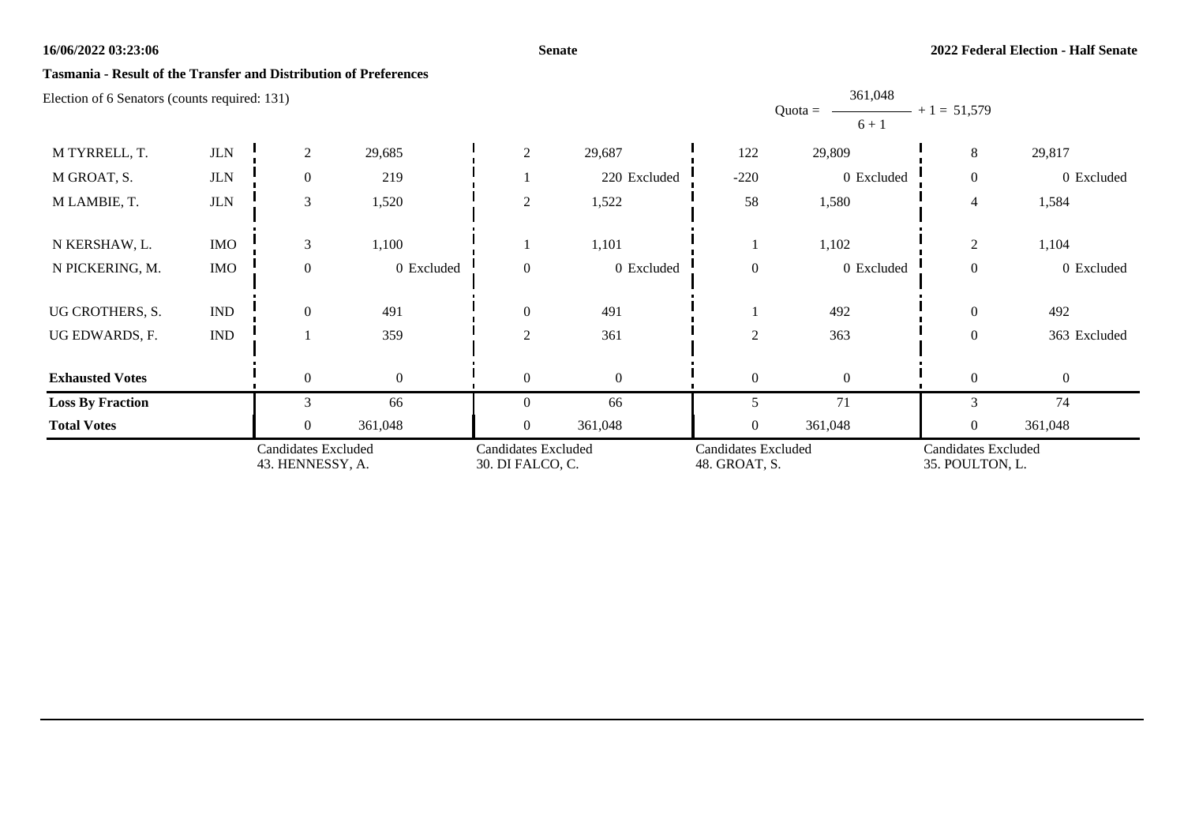**Tasmania - Result of the Transfer and Distribution of Preferences**

Election of 6 Senators (counts required: 131)

$$\text{Quota} = \frac{361,048}{6 + 1} + 1 = 51,579$$

| | | | | | | | | | |
|---|---|---|---|---|---|---|---|---|---|
| M TYRRELL, T. | JLN | 2 | 29,685 | 2 | 29,687 | 122 | 29,809 | 8 | 29,817 |
| M GROAT, S. | JLN | 0 | 219 | 1 | 220 Excluded | -220 | 0 Excluded | 0 | 0 Excluded |
| M LAMBIE, T. | JLN | 3 | 1,520 | 2 | 1,522 | 58 | 1,580 | 4 | 1,584 |
| N KERSHAW, L. | IMO | 3 | 1,100 | 1 | 1,101 | 1 | 1,102 | 2 | 1,104 |
| N PICKERING, M. | IMO | 0 | 0 Excluded | 0 | 0 Excluded | 0 | 0 Excluded | 0 | 0 Excluded |
| UG CROTHERS, S. | IND | 0 | 491 | 0 | 491 | 1 | 492 | 0 | 492 |
| UG EDWARDS, F. | IND | 1 | 359 | 2 | 361 | 2 | 363 | 0 | 363 Excluded |
| **Exhausted Votes** | | 0 | 0 | 0 | 0 | 0 | 0 | 0 | 0 |
| **Loss By Fraction** | | 3 | 66 | 0 | 66 | 5 | 71 | 3 | 74 |
| **Total Votes** | | 0 | 361,048 | 0 | 361,048 | 0 | 361,048 | 0 | 361,048 |
| | | Candidates Excluded 43. HENNESSY, A. | | Candidates Excluded 30. DI FALCO, C. | | Candidates Excluded 48. GROAT, S. | | Candidates Excluded 35. POULTON, L. | |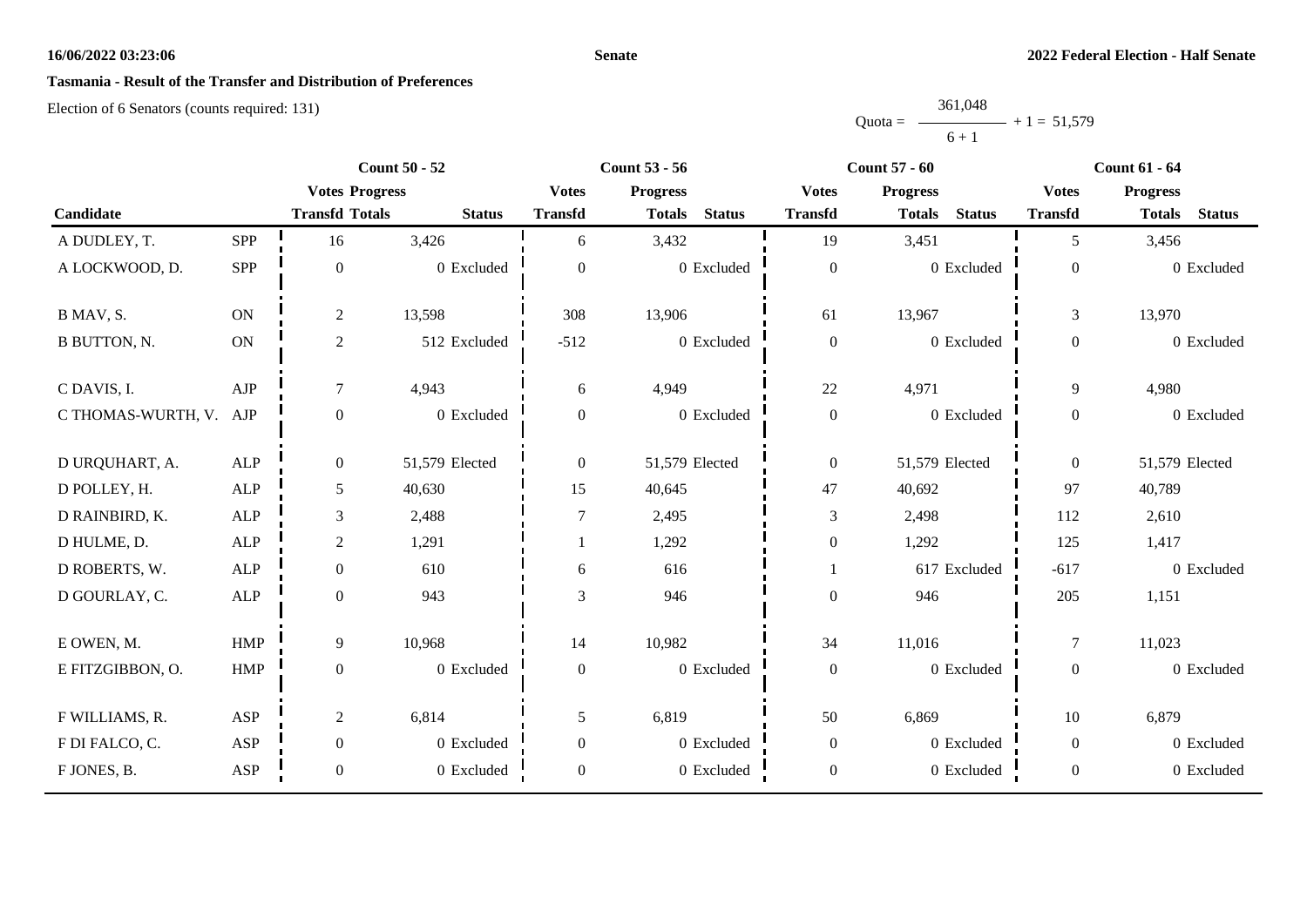**Tasmania - Result of the Transfer and Distribution of Preferences**

Election of 6 Senators (counts required: 131)

$$\text{Quota} = \frac{361{,}048}{6 + 1} + 1 = 51{,}579$$

| Candidate | | Count 50 - 52 | | | Count 53 - 56 | | | Count 57 - 60 | | | Count 61 - 64 | | |
|---|---|---|---|---|---|---|---|---|---|---|---|---|---|
| | | Votes Transfd | Progress Totals | Status | Votes Transfd | Progress Totals | Status | Votes Transfd | Progress Totals | Status | Votes Transfd | Progress Totals | Status |
| A DUDLEY, T. | SPP | 16 | 3,426 | | 6 | 3,432 | | 19 | 3,451 | | 5 | 3,456 | |
| A LOCKWOOD, D. | SPP | 0 | 0 | Excluded | 0 | 0 | Excluded | 0 | 0 | Excluded | 0 | 0 | Excluded |
| B MAV, S. | ON | 2 | 13,598 | | 308 | 13,906 | | 61 | 13,967 | | 3 | 13,970 | |
| B BUTTON, N. | ON | 2 | 512 | Excluded | -512 | 0 | Excluded | 0 | 0 | Excluded | 0 | 0 | Excluded |
| C DAVIS, I. | AJP | 7 | 4,943 | | 6 | 4,949 | | 22 | 4,971 | | 9 | 4,980 | |
| C THOMAS-WURTH, V. | AJP | 0 | 0 | Excluded | 0 | 0 | Excluded | 0 | 0 | Excluded | 0 | 0 | Excluded |
| D URQUHART, A. | ALP | 0 | 51,579 | Elected | 0 | 51,579 | Elected | 0 | 51,579 | Elected | 0 | 51,579 | Elected |
| D POLLEY, H. | ALP | 5 | 40,630 | | 15 | 40,645 | | 47 | 40,692 | | 97 | 40,789 | |
| D RAINBIRD, K. | ALP | 3 | 2,488 | | 7 | 2,495 | | 3 | 2,498 | | 112 | 2,610 | |
| D HULME, D. | ALP | 2 | 1,291 | | 1 | 1,292 | | 0 | 1,292 | | 125 | 1,417 | |
| D ROBERTS, W. | ALP | 0 | 610 | | 6 | 616 | | 1 | 617 | Excluded | -617 | 0 | Excluded |
| D GOURLAY, C. | ALP | 0 | 943 | | 3 | 946 | | 0 | 946 | | 205 | 1,151 | |
| E OWEN, M. | HMP | 9 | 10,968 | | 14 | 10,982 | | 34 | 11,016 | | 7 | 11,023 | |
| E FITZGIBBON, O. | HMP | 0 | 0 | Excluded | 0 | 0 | Excluded | 0 | 0 | Excluded | 0 | 0 | Excluded |
| F WILLIAMS, R. | ASP | 2 | 6,814 | | 5 | 6,819 | | 50 | 6,869 | | 10 | 6,879 | |
| F DI FALCO, C. | ASP | 0 | 0 | Excluded | 0 | 0 | Excluded | 0 | 0 | Excluded | 0 | 0 | Excluded |
| F JONES, B. | ASP | 0 | 0 | Excluded | 0 | 0 | Excluded | 0 | 0 | Excluded | 0 | 0 | Excluded |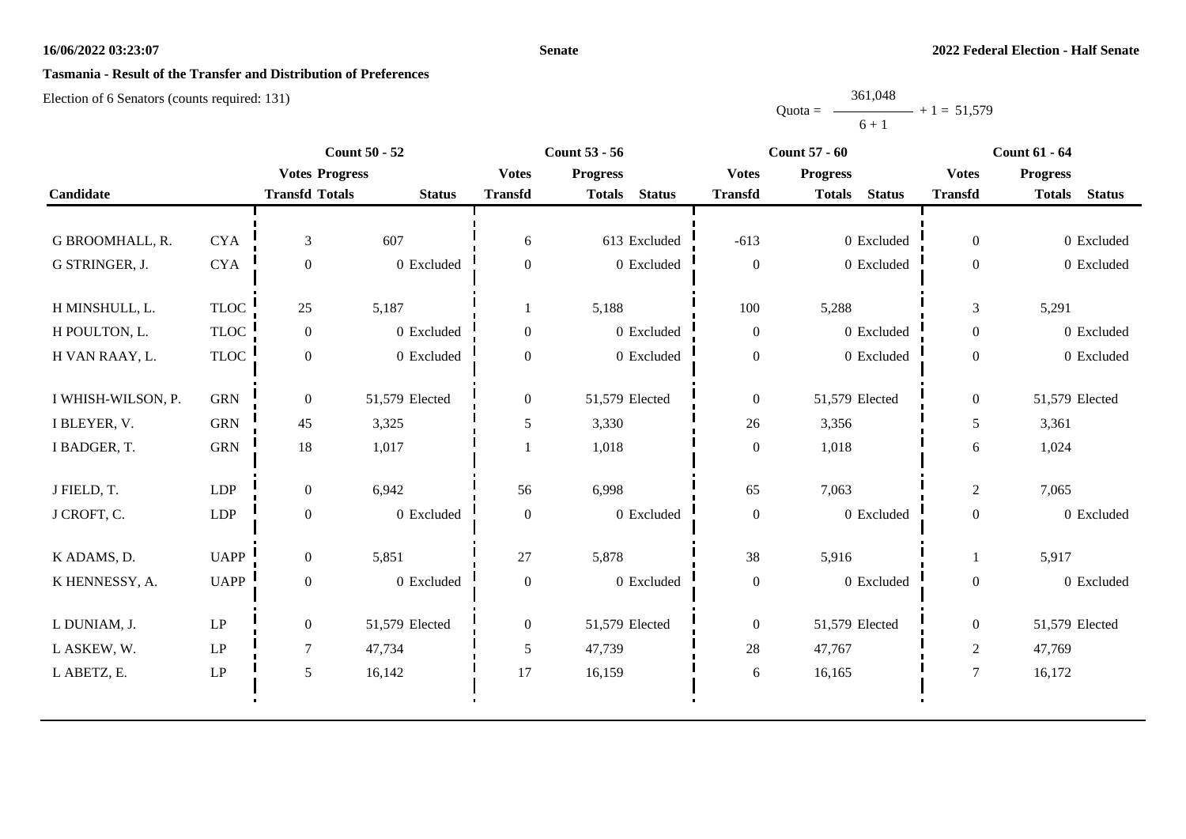**16/06/2022 03:23:07** **Senate** **2022 Federal Election - Half Senate**

## Tasmania - Result of the Transfer and Distribution of Preferences

Election of 6 Senators (counts required: 131)

$$\text{Quota} = \frac{361{,}048}{6 + 1} + 1 = 51{,}579$$

| | | Count 50 - 52 | | | Count 53 - 56 | | | Count 57 - 60 | | | Count 61 - 64 | | |
|---|---|---|---|---|---|---|---|---|---|---|---|---|---|
| | | Votes | Progress | | Votes | Progress | | Votes | Progress | | Votes | Progress | |
| Candidate | | Transfd | Totals | Status | Transfd | Totals | Status | Transfd | Totals | Status | Transfd | Totals | Status |
| G BROOMHALL, R. | CYA | 3 | 607 | | 6 | 613 | Excluded | -613 | 0 | Excluded | 0 | 0 | Excluded |
| G STRINGER, J. | CYA | 0 | 0 | Excluded | 0 | 0 | Excluded | 0 | 0 | Excluded | 0 | 0 | Excluded |
| H MINSHULL, L. | TLOC | 25 | 5,187 | | 1 | 5,188 | | 100 | 5,288 | | 3 | 5,291 | |
| H POULTON, L. | TLOC | 0 | 0 | Excluded | 0 | 0 | Excluded | 0 | 0 | Excluded | 0 | 0 | Excluded |
| H VAN RAAY, L. | TLOC | 0 | 0 | Excluded | 0 | 0 | Excluded | 0 | 0 | Excluded | 0 | 0 | Excluded |
| I WHISH-WILSON, P. | GRN | 0 | 51,579 | Elected | 0 | 51,579 | Elected | 0 | 51,579 | Elected | 0 | 51,579 | Elected |
| I BLEYER, V. | GRN | 45 | 3,325 | | 5 | 3,330 | | 26 | 3,356 | | 5 | 3,361 | |
| I BADGER, T. | GRN | 18 | 1,017 | | 1 | 1,018 | | 0 | 1,018 | | 6 | 1,024 | |
| J FIELD, T. | LDP | 0 | 6,942 | | 56 | 6,998 | | 65 | 7,063 | | 2 | 7,065 | |
| J CROFT, C. | LDP | 0 | 0 | Excluded | 0 | 0 | Excluded | 0 | 0 | Excluded | 0 | 0 | Excluded |
| K ADAMS, D. | UAPP | 0 | 5,851 | | 27 | 5,878 | | 38 | 5,916 | | 1 | 5,917 | |
| K HENNESSY, A. | UAPP | 0 | 0 | Excluded | 0 | 0 | Excluded | 0 | 0 | Excluded | 0 | 0 | Excluded |
| L DUNIAM, J. | LP | 0 | 51,579 | Elected | 0 | 51,579 | Elected | 0 | 51,579 | Elected | 0 | 51,579 | Elected |
| L ASKEW, W. | LP | 7 | 47,734 | | 5 | 47,739 | | 28 | 47,767 | | 2 | 47,769 | |
| L ABETZ, E. | LP | 5 | 16,142 | | 17 | 16,159 | | 6 | 16,165 | | 7 | 16,172 | |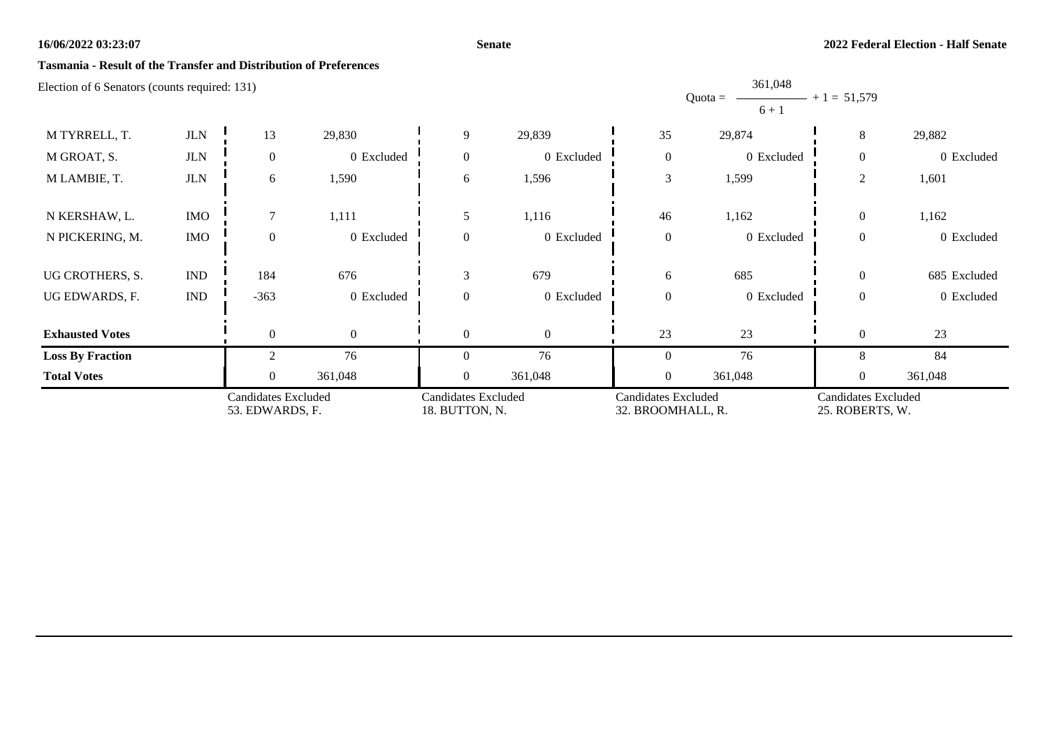## Tasmania - Result of the Transfer and Distribution of Preferences

Election of 6 Senators (counts required: 131)

$$\text{Quota} = \frac{361,048}{6 + 1} + 1 = 51,579$$

| Candidate | Group | Transfer | Total | Transfer | Total | Transfer | Total | Transfer | Total |
|---|---|---|---|---|---|---|---|---|---|
| M TYRRELL, T. | JLN | 13 | 29,830 | 9 | 29,839 | 35 | 29,874 | 8 | 29,882 |
| M GROAT, S. | JLN | 0 | 0 Excluded | 0 | 0 Excluded | 0 | 0 Excluded | 0 | 0 Excluded |
| M LAMBIE, T. | JLN | 6 | 1,590 | 6 | 1,596 | 3 | 1,599 | 2 | 1,601 |
| N KERSHAW, L. | IMO | 7 | 1,111 | 5 | 1,116 | 46 | 1,162 | 0 | 1,162 |
| N PICKERING, M. | IMO | 0 | 0 Excluded | 0 | 0 Excluded | 0 | 0 Excluded | 0 | 0 Excluded |
| UG CROTHERS, S. | IND | 184 | 676 | 3 | 679 | 6 | 685 | 0 | 685 Excluded |
| UG EDWARDS, F. | IND | -363 | 0 Excluded | 0 | 0 Excluded | 0 | 0 Excluded | 0 | 0 Excluded |
| **Exhausted Votes** | | 0 | 0 | 0 | 0 | 23 | 23 | 0 | 23 |
| **Loss By Fraction** | | 2 | 76 | 0 | 76 | 0 | 76 | 8 | 84 |
| **Total Votes** | | 0 | 361,048 | 0 | 361,048 | 0 | 361,048 | 0 | 361,048 |
| | | Candidates Excluded 53. EDWARDS, F. | | Candidates Excluded 18. BUTTON, N. | | Candidates Excluded 32. BROOMHALL, R. | | Candidates Excluded 25. ROBERTS, W. | |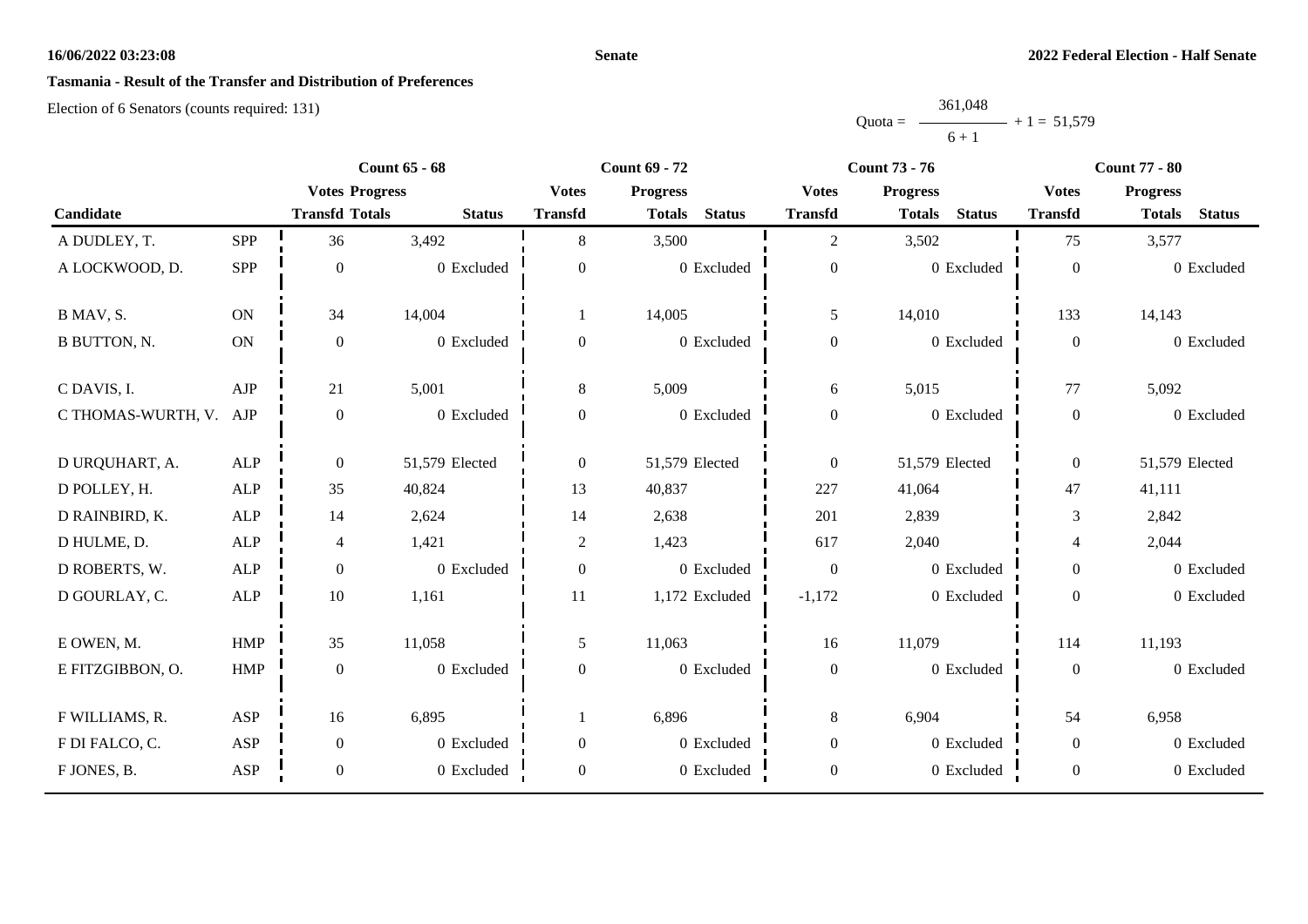**Tasmania - Result of the Transfer and Distribution of Preferences**

Election of 6 Senators (counts required: 131)

$$\text{Quota} = \frac{361{,}048}{6 + 1} + 1 = 51{,}579$$

| Candidate | | Count 65 - 68 | | | Count 69 - 72 | | | Count 73 - 76 | | | Count 77 - 80 | | |
|---|---|---|---|---|---|---|---|---|---|---|---|---|---|
| | | Votes Transfd | Progress Totals | Status | Votes Transfd | Progress Totals | Status | Votes Transfd | Progress Totals | Status | Votes Transfd | Progress Totals | Status |
| A DUDLEY, T. | SPP | 36 | 3,492 | | 8 | 3,500 | | 2 | 3,502 | | 75 | 3,577 | |
| A LOCKWOOD, D. | SPP | 0 | 0 | Excluded | 0 | 0 | Excluded | 0 | 0 | Excluded | 0 | 0 | Excluded |
| B MAV, S. | ON | 34 | 14,004 | | 1 | 14,005 | | 5 | 14,010 | | 133 | 14,143 | |
| B BUTTON, N. | ON | 0 | 0 | Excluded | 0 | 0 | Excluded | 0 | 0 | Excluded | 0 | 0 | Excluded |
| C DAVIS, I. | AJP | 21 | 5,001 | | 8 | 5,009 | | 6 | 5,015 | | 77 | 5,092 | |
| C THOMAS-WURTH, V. | AJP | 0 | 0 | Excluded | 0 | 0 | Excluded | 0 | 0 | Excluded | 0 | 0 | Excluded |
| D URQUHART, A. | ALP | 0 | 51,579 | Elected | 0 | 51,579 | Elected | 0 | 51,579 | Elected | 0 | 51,579 | Elected |
| D POLLEY, H. | ALP | 35 | 40,824 | | 13 | 40,837 | | 227 | 41,064 | | 47 | 41,111 | |
| D RAINBIRD, K. | ALP | 14 | 2,624 | | 14 | 2,638 | | 201 | 2,839 | | 3 | 2,842 | |
| D HULME, D. | ALP | 4 | 1,421 | | 2 | 1,423 | | 617 | 2,040 | | 4 | 2,044 | |
| D ROBERTS, W. | ALP | 0 | 0 | Excluded | 0 | 0 | Excluded | 0 | 0 | Excluded | 0 | 0 | Excluded |
| D GOURLAY, C. | ALP | 10 | 1,161 | | 11 | 1,172 | Excluded | -1,172 | 0 | Excluded | 0 | 0 | Excluded |
| E OWEN, M. | HMP | 35 | 11,058 | | 5 | 11,063 | | 16 | 11,079 | | 114 | 11,193 | |
| E FITZGIBBON, O. | HMP | 0 | 0 | Excluded | 0 | 0 | Excluded | 0 | 0 | Excluded | 0 | 0 | Excluded |
| F WILLIAMS, R. | ASP | 16 | 6,895 | | 1 | 6,896 | | 8 | 6,904 | | 54 | 6,958 | |
| F DI FALCO, C. | ASP | 0 | 0 | Excluded | 0 | 0 | Excluded | 0 | 0 | Excluded | 0 | 0 | Excluded |
| F JONES, B. | ASP | 0 | 0 | Excluded | 0 | 0 | Excluded | 0 | 0 | Excluded | 0 | 0 | Excluded |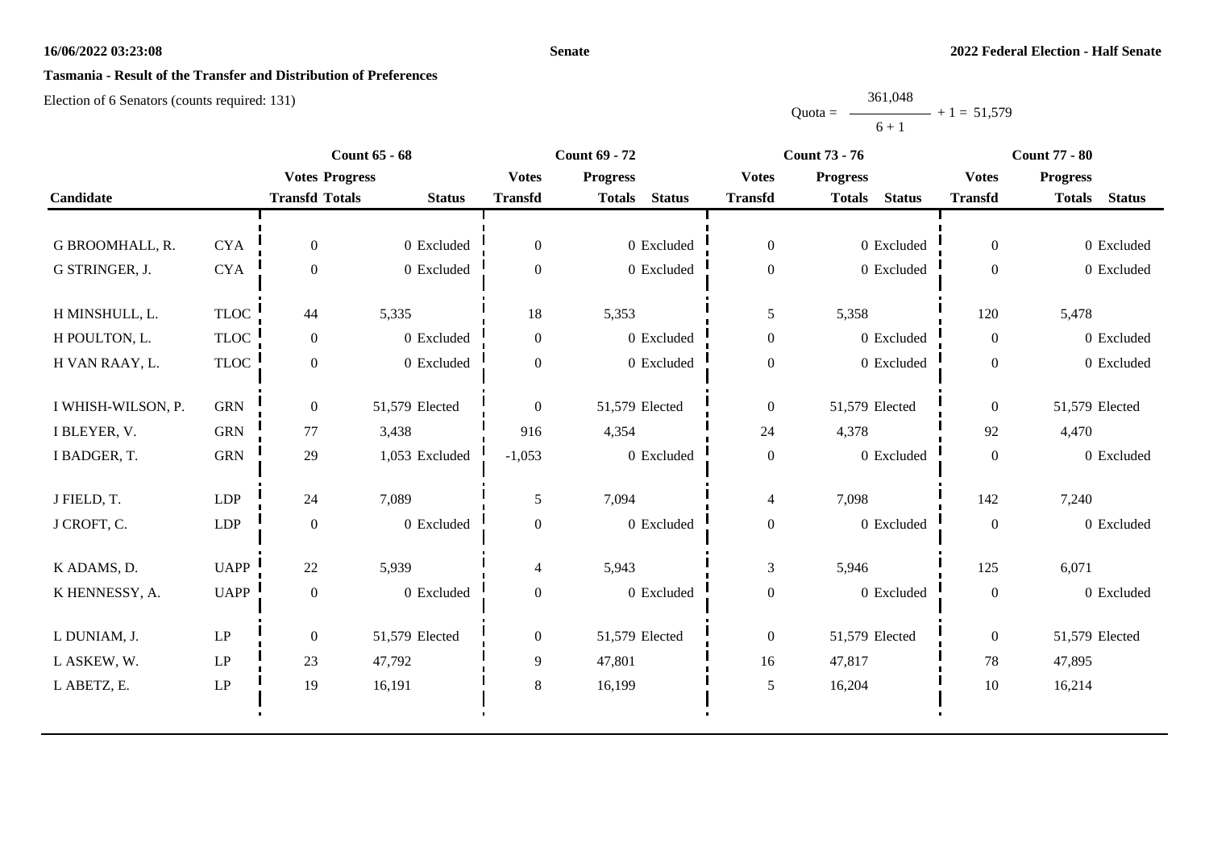## Tasmania - Result of the Transfer and Distribution of Preferences

Election of 6 Senators (counts required: 131)

$$\text{Quota} = \frac{361,048}{6+1} + 1 = 51,579$$

| Candidate | | Count 65 - 68 | | | Count 69 - 72 | | | Count 73 - 76 | | | Count 77 - 80 | | |
|---|---|---|---|---|---|---|---|---|---|---|---|---|---|
| | | Votes Transfd | Progress Totals | Status | Votes Transfd | Progress Totals | Status | Votes Transfd | Progress Totals | Status | Votes Transfd | Progress Totals | Status |
| G BROOMHALL, R. | CYA | 0 | 0 | Excluded | 0 | 0 | Excluded | 0 | 0 | Excluded | 0 | 0 | Excluded |
| G STRINGER, J. | CYA | 0 | 0 | Excluded | 0 | 0 | Excluded | 0 | 0 | Excluded | 0 | 0 | Excluded |
| H MINSHULL, L. | TLOC | 44 | 5,335 | | 18 | 5,353 | | 5 | 5,358 | | 120 | 5,478 | |
| H POULTON, L. | TLOC | 0 | 0 | Excluded | 0 | 0 | Excluded | 0 | 0 | Excluded | 0 | 0 | Excluded |
| H VAN RAAY, L. | TLOC | 0 | 0 | Excluded | 0 | 0 | Excluded | 0 | 0 | Excluded | 0 | 0 | Excluded |
| I WHISH-WILSON, P. | GRN | 0 | 51,579 | Elected | 0 | 51,579 | Elected | 0 | 51,579 | Elected | 0 | 51,579 | Elected |
| I BLEYER, V. | GRN | 77 | 3,438 | | 916 | 4,354 | | 24 | 4,378 | | 92 | 4,470 | |
| I BADGER, T. | GRN | 29 | 1,053 | Excluded | -1,053 | 0 | Excluded | 0 | 0 | Excluded | 0 | 0 | Excluded |
| J FIELD, T. | LDP | 24 | 7,089 | | 5 | 7,094 | | 4 | 7,098 | | 142 | 7,240 | |
| J CROFT, C. | LDP | 0 | 0 | Excluded | 0 | 0 | Excluded | 0 | 0 | Excluded | 0 | 0 | Excluded |
| K ADAMS, D. | UAPP | 22 | 5,939 | | 4 | 5,943 | | 3 | 5,946 | | 125 | 6,071 | |
| K HENNESSY, A. | UAPP | 0 | 0 | Excluded | 0 | 0 | Excluded | 0 | 0 | Excluded | 0 | 0 | Excluded |
| L DUNIAM, J. | LP | 0 | 51,579 | Elected | 0 | 51,579 | Elected | 0 | 51,579 | Elected | 0 | 51,579 | Elected |
| L ASKEW, W. | LP | 23 | 47,792 | | 9 | 47,801 | | 16 | 47,817 | | 78 | 47,895 | |
| L ABETZ, E. | LP | 19 | 16,191 | | 8 | 16,199 | | 5 | 16,204 | | 10 | 16,214 | |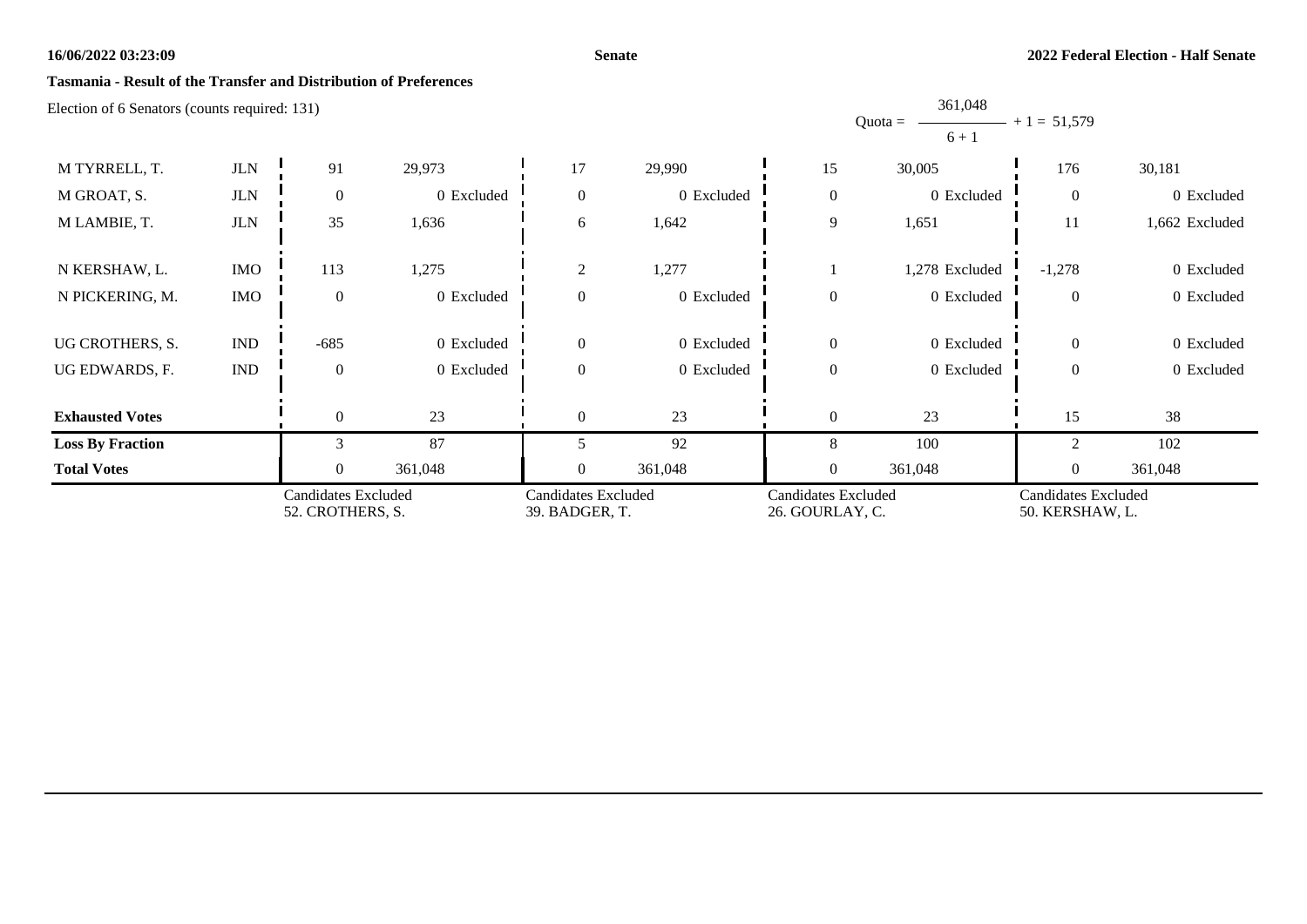## Tasmania - Result of the Transfer and Distribution of Preferences

Election of 6 Senators (counts required: 131)

$$\text{Quota} = \frac{361,048}{6+1} + 1 = 51,579$$

| | | | | | | | | | |
|---|---|---|---|---|---|---|---|---|---|
| M TYRRELL, T. | JLN | 91 | 29,973 | 17 | 29,990 | 15 | 30,005 | 176 | 30,181 |
| M GROAT, S. | JLN | 0 | 0 Excluded | 0 | 0 Excluded | 0 | 0 Excluded | 0 | 0 Excluded |
| M LAMBIE, T. | JLN | 35 | 1,636 | 6 | 1,642 | 9 | 1,651 | 11 | 1,662 Excluded |
| N KERSHAW, L. | IMO | 113 | 1,275 | 2 | 1,277 | 1 | 1,278 Excluded | -1,278 | 0 Excluded |
| N PICKERING, M. | IMO | 0 | 0 Excluded | 0 | 0 Excluded | 0 | 0 Excluded | 0 | 0 Excluded |
| UG CROTHERS, S. | IND | -685 | 0 Excluded | 0 | 0 Excluded | 0 | 0 Excluded | 0 | 0 Excluded |
| UG EDWARDS, F. | IND | 0 | 0 Excluded | 0 | 0 Excluded | 0 | 0 Excluded | 0 | 0 Excluded |
| **Exhausted Votes** | | 0 | 23 | 0 | 23 | 0 | 23 | 15 | 38 |
| **Loss By Fraction** | | 3 | 87 | 5 | 92 | 8 | 100 | 2 | 102 |
| **Total Votes** | | 0 | 361,048 | 0 | 361,048 | 0 | 361,048 | 0 | 361,048 |
| | | Candidates Excluded 52. CROTHERS, S. | | Candidates Excluded 39. BADGER, T. | | Candidates Excluded 26. GOURLAY, C. | | Candidates Excluded 50. KERSHAW, L. | |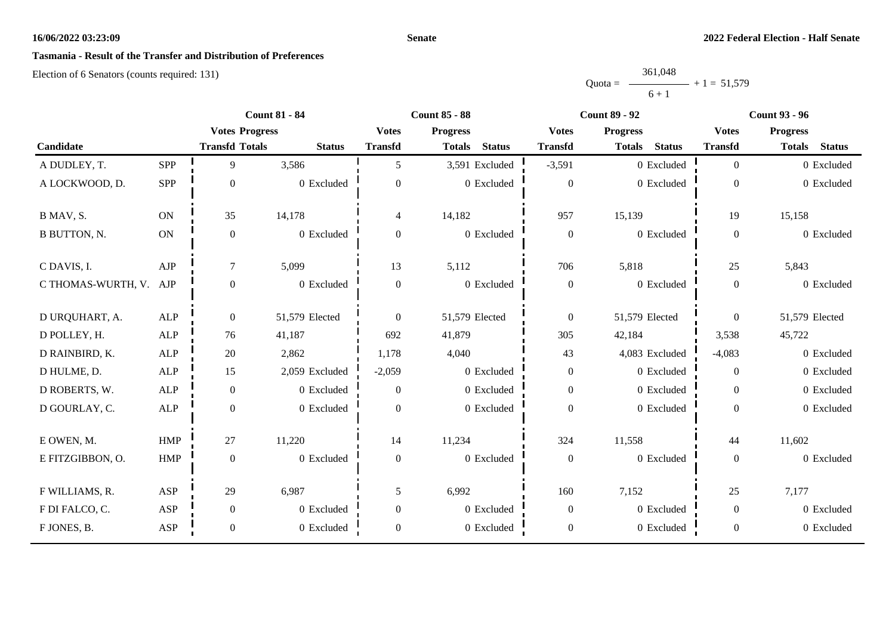**16/06/2022 03:23:09** **Senate** **2022 Federal Election - Half Senate**

## Tasmania - Result of the Transfer and Distribution of Preferences

Election of 6 Senators (counts required: 131)

$$\text{Quota} = \frac{361,048}{6 + 1} + 1 = 51,579$$

| Candidate | | Count 81 - 84 | | | Count 85 - 88 | | | Count 89 - 92 | | | Count 93 - 96 | | |
|---|---|---|---|---|---|---|---|---|---|---|---|---|---|
| | | Votes Transfd | Progress Totals | Status | Votes Transfd | Progress Totals | Status | Votes Transfd | Progress Totals | Status | Votes Transfd | Progress Totals | Status |
| A DUDLEY, T. | SPP | 9 | 3,586 | | 5 | 3,591 | Excluded | -3,591 | 0 | Excluded | 0 | 0 | Excluded |
| A LOCKWOOD, D. | SPP | 0 | 0 | Excluded | 0 | 0 | Excluded | 0 | 0 | Excluded | 0 | 0 | Excluded |
| B MAV, S. | ON | 35 | 14,178 | | 4 | 14,182 | | 957 | 15,139 | | 19 | 15,158 | |
| B BUTTON, N. | ON | 0 | 0 | Excluded | 0 | 0 | Excluded | 0 | 0 | Excluded | 0 | 0 | Excluded |
| C DAVIS, I. | AJP | 7 | 5,099 | | 13 | 5,112 | | 706 | 5,818 | | 25 | 5,843 | |
| C THOMAS-WURTH, V. | AJP | 0 | 0 | Excluded | 0 | 0 | Excluded | 0 | 0 | Excluded | 0 | 0 | Excluded |
| D URQUHART, A. | ALP | 0 | 51,579 | Elected | 0 | 51,579 | Elected | 0 | 51,579 | Elected | 0 | 51,579 | Elected |
| D POLLEY, H. | ALP | 76 | 41,187 | | 692 | 41,879 | | 305 | 42,184 | | 3,538 | 45,722 | |
| D RAINBIRD, K. | ALP | 20 | 2,862 | | 1,178 | 4,040 | | 43 | 4,083 | Excluded | -4,083 | 0 | Excluded |
| D HULME, D. | ALP | 15 | 2,059 | Excluded | -2,059 | 0 | Excluded | 0 | 0 | Excluded | 0 | 0 | Excluded |
| D ROBERTS, W. | ALP | 0 | 0 | Excluded | 0 | 0 | Excluded | 0 | 0 | Excluded | 0 | 0 | Excluded |
| D GOURLAY, C. | ALP | 0 | 0 | Excluded | 0 | 0 | Excluded | 0 | 0 | Excluded | 0 | 0 | Excluded |
| E OWEN, M. | HMP | 27 | 11,220 | | 14 | 11,234 | | 324 | 11,558 | | 44 | 11,602 | |
| E FITZGIBBON, O. | HMP | 0 | 0 | Excluded | 0 | 0 | Excluded | 0 | 0 | Excluded | 0 | 0 | Excluded |
| F WILLIAMS, R. | ASP | 29 | 6,987 | | 5 | 6,992 | | 160 | 7,152 | | 25 | 7,177 | |
| F DI FALCO, C. | ASP | 0 | 0 | Excluded | 0 | 0 | Excluded | 0 | 0 | Excluded | 0 | 0 | Excluded |
| F JONES, B. | ASP | 0 | 0 | Excluded | 0 | 0 | Excluded | 0 | 0 | Excluded | 0 | 0 | Excluded |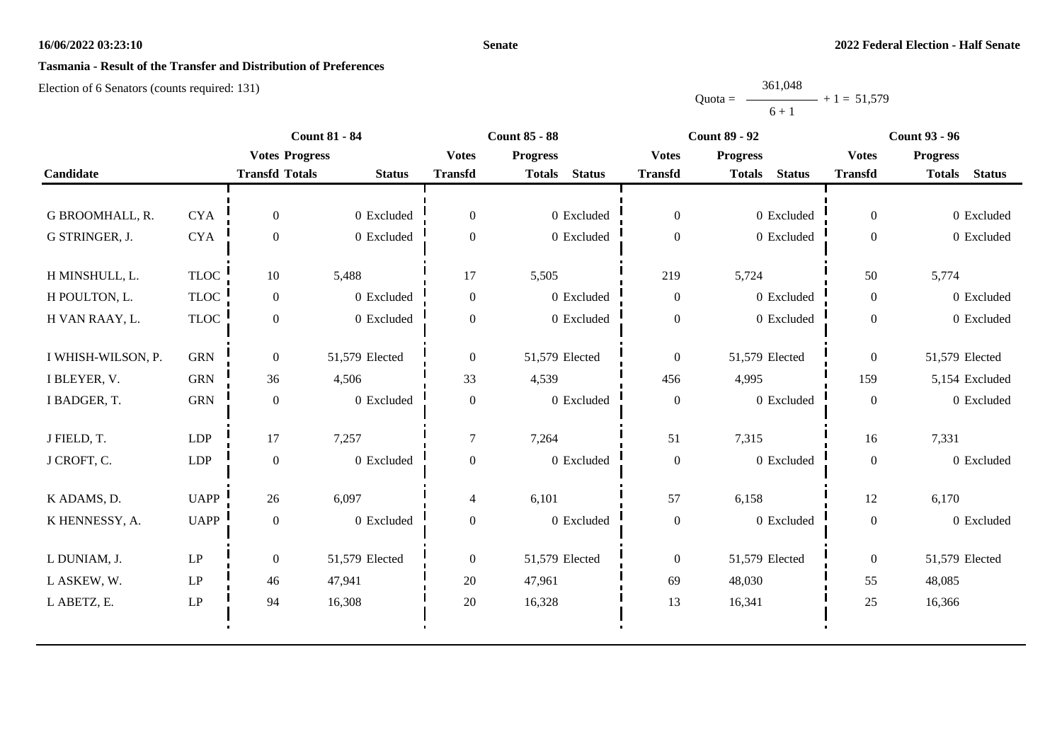**Senate**

**2022 Federal Election - Half Senate**

**Tasmania - Result of the Transfer and Distribution of Preferences**

Election of 6 Senators (counts required: 131)

$$\text{Quota} = \frac{361,048}{6+1} + 1 = 51,579$$

| Candidate | | Count 81 - 84 | | | Count 85 - 88 | | | Count 89 - 92 | | | Count 93 - 96 | | |
|---|---|---|---|---|---|---|---|---|---|---|---|---|---|
| | | Votes Transfd | Progress Totals | Status | Votes Transfd | Progress Totals | Status | Votes Transfd | Progress Totals | Status | Votes Transfd | Progress Totals | Status |
| G BROOMHALL, R. | CYA | 0 | 0 | Excluded | 0 | 0 | Excluded | 0 | 0 | Excluded | 0 | 0 | Excluded |
| G STRINGER, J. | CYA | 0 | 0 | Excluded | 0 | 0 | Excluded | 0 | 0 | Excluded | 0 | 0 | Excluded |
| H MINSHULL, L. | TLOC | 10 | 5,488 | | 17 | 5,505 | | 219 | 5,724 | | 50 | 5,774 | |
| H POULTON, L. | TLOC | 0 | 0 | Excluded | 0 | 0 | Excluded | 0 | 0 | Excluded | 0 | 0 | Excluded |
| H VAN RAAY, L. | TLOC | 0 | 0 | Excluded | 0 | 0 | Excluded | 0 | 0 | Excluded | 0 | 0 | Excluded |
| I WHISH-WILSON, P. | GRN | 0 | 51,579 | Elected | 0 | 51,579 | Elected | 0 | 51,579 | Elected | 0 | 51,579 | Elected |
| I BLEYER, V. | GRN | 36 | 4,506 | | 33 | 4,539 | | 456 | 4,995 | | 159 | 5,154 | Excluded |
| I BADGER, T. | GRN | 0 | 0 | Excluded | 0 | 0 | Excluded | 0 | 0 | Excluded | 0 | 0 | Excluded |
| J FIELD, T. | LDP | 17 | 7,257 | | 7 | 7,264 | | 51 | 7,315 | | 16 | 7,331 | |
| J CROFT, C. | LDP | 0 | 0 | Excluded | 0 | 0 | Excluded | 0 | 0 | Excluded | 0 | 0 | Excluded |
| K ADAMS, D. | UAPP | 26 | 6,097 | | 4 | 6,101 | | 57 | 6,158 | | 12 | 6,170 | |
| K HENNESSY, A. | UAPP | 0 | 0 | Excluded | 0 | 0 | Excluded | 0 | 0 | Excluded | 0 | 0 | Excluded |
| L DUNIAM, J. | LP | 0 | 51,579 | Elected | 0 | 51,579 | Elected | 0 | 51,579 | Elected | 0 | 51,579 | Elected |
| L ASKEW, W. | LP | 46 | 47,941 | | 20 | 47,961 | | 69 | 48,030 | | 55 | 48,085 | |
| L ABETZ, E. | LP | 94 | 16,308 | | 20 | 16,328 | | 13 | 16,341 | | 25 | 16,366 | |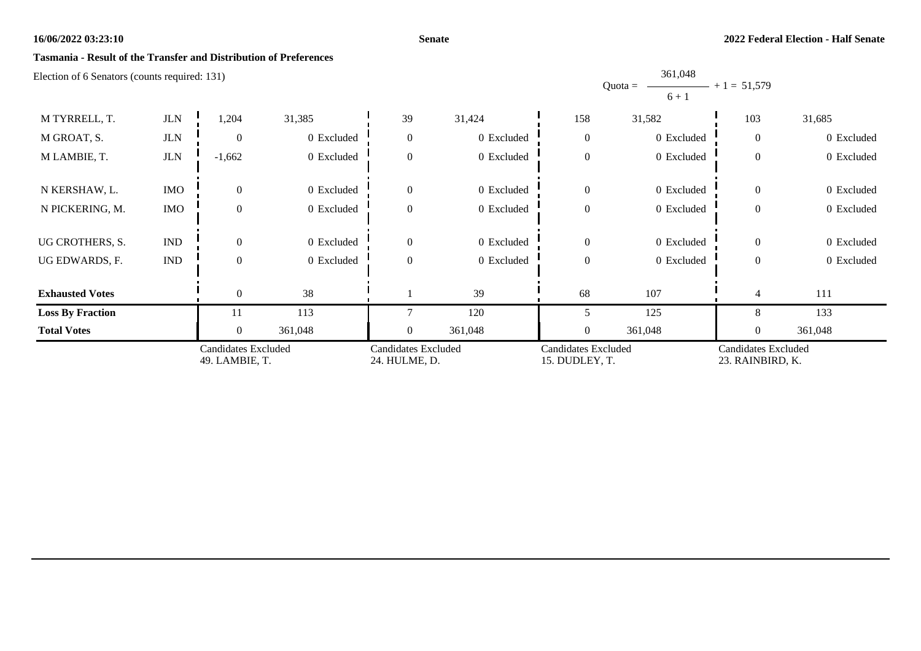**Tasmania - Result of the Transfer and Distribution of Preferences**

Election of 6 Senators (counts required: 131)

$$\text{Quota} = \frac{361{,}048}{6 + 1} + 1 = 51{,}579$$

| | | | | | | | | | |
|---|---|---|---|---|---|---|---|---|---|
| M TYRRELL, T. | JLN | 1,204 | 31,385 | 39 | 31,424 | 158 | 31,582 | 103 | 31,685 |
| M GROAT, S. | JLN | 0 | 0 Excluded | 0 | 0 Excluded | 0 | 0 Excluded | 0 | 0 Excluded |
| M LAMBIE, T. | JLN | -1,662 | 0 Excluded | 0 | 0 Excluded | 0 | 0 Excluded | 0 | 0 Excluded |
| N KERSHAW, L. | IMO | 0 | 0 Excluded | 0 | 0 Excluded | 0 | 0 Excluded | 0 | 0 Excluded |
| N PICKERING, M. | IMO | 0 | 0 Excluded | 0 | 0 Excluded | 0 | 0 Excluded | 0 | 0 Excluded |
| UG CROTHERS, S. | IND | 0 | 0 Excluded | 0 | 0 Excluded | 0 | 0 Excluded | 0 | 0 Excluded |
| UG EDWARDS, F. | IND | 0 | 0 Excluded | 0 | 0 Excluded | 0 | 0 Excluded | 0 | 0 Excluded |
| **Exhausted Votes** | | 0 | 38 | 1 | 39 | 68 | 107 | 4 | 111 |
| **Loss By Fraction** | | 11 | 113 | 7 | 120 | 5 | 125 | 8 | 133 |
| **Total Votes** | | 0 | 361,048 | 0 | 361,048 | 0 | 361,048 | 0 | 361,048 |
| | | Candidates Excluded 49. LAMBIE, T. | | Candidates Excluded 24. HULME, D. | | Candidates Excluded 15. DUDLEY, T. | | Candidates Excluded 23. RAINBIRD, K. | |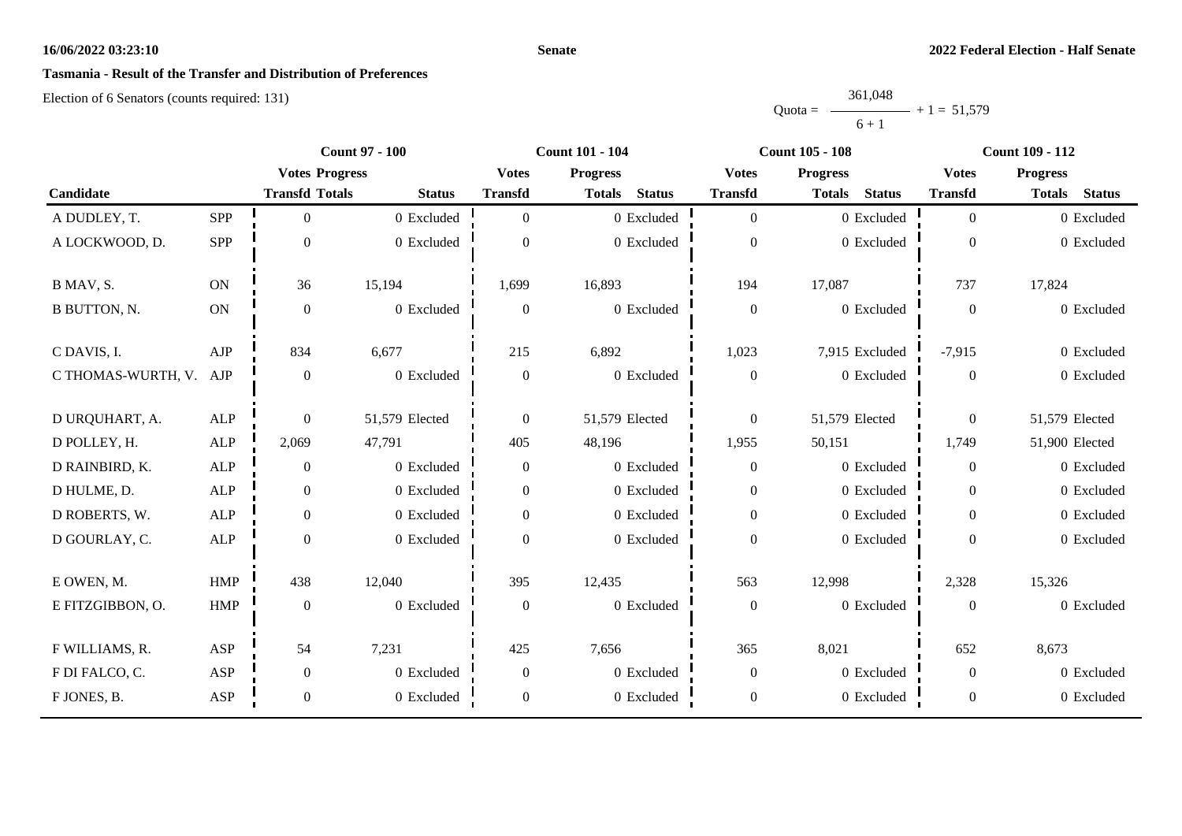**Tasmania - Result of the Transfer and Distribution of Preferences**

Election of 6 Senators (counts required: 131)

Quota = $\frac{361,048}{6 + 1} + 1 = 51,579$

| Candidate | | Count 97 - 100 | | | Count 101 - 104 | | | Count 105 - 108 | | | Count 109 - 112 | | |
|---|---|---|---|---|---|---|---|---|---|---|---|---|---|
| | | Votes Transfd | Progress Totals | Status | Votes Transfd | Progress Totals | Status | Votes Transfd | Progress Totals | Status | Votes Transfd | Progress Totals | Status |
| A DUDLEY, T. | SPP | 0 | 0 | Excluded | 0 | 0 | Excluded | 0 | 0 | Excluded | 0 | 0 | Excluded |
| A LOCKWOOD, D. | SPP | 0 | 0 | Excluded | 0 | 0 | Excluded | 0 | 0 | Excluded | 0 | 0 | Excluded |
| B MAV, S. | ON | 36 | 15,194 | | 1,699 | 16,893 | | 194 | 17,087 | | 737 | 17,824 | |
| B BUTTON, N. | ON | 0 | 0 | Excluded | 0 | 0 | Excluded | 0 | 0 | Excluded | 0 | 0 | Excluded |
| C DAVIS, I. | AJP | 834 | 6,677 | | 215 | 6,892 | | 1,023 | 7,915 | Excluded | -7,915 | 0 | Excluded |
| C THOMAS-WURTH, V. | AJP | 0 | 0 | Excluded | 0 | 0 | Excluded | 0 | 0 | Excluded | 0 | 0 | Excluded |
| D URQUHART, A. | ALP | 0 | 51,579 | Elected | 0 | 51,579 | Elected | 0 | 51,579 | Elected | 0 | 51,579 | Elected |
| D POLLEY, H. | ALP | 2,069 | 47,791 | | 405 | 48,196 | | 1,955 | 50,151 | | 1,749 | 51,900 | Elected |
| D RAINBIRD, K. | ALP | 0 | 0 | Excluded | 0 | 0 | Excluded | 0 | 0 | Excluded | 0 | 0 | Excluded |
| D HULME, D. | ALP | 0 | 0 | Excluded | 0 | 0 | Excluded | 0 | 0 | Excluded | 0 | 0 | Excluded |
| D ROBERTS, W. | ALP | 0 | 0 | Excluded | 0 | 0 | Excluded | 0 | 0 | Excluded | 0 | 0 | Excluded |
| D GOURLAY, C. | ALP | 0 | 0 | Excluded | 0 | 0 | Excluded | 0 | 0 | Excluded | 0 | 0 | Excluded |
| E OWEN, M. | HMP | 438 | 12,040 | | 395 | 12,435 | | 563 | 12,998 | | 2,328 | 15,326 | |
| E FITZGIBBON, O. | HMP | 0 | 0 | Excluded | 0 | 0 | Excluded | 0 | 0 | Excluded | 0 | 0 | Excluded |
| F WILLIAMS, R. | ASP | 54 | 7,231 | | 425 | 7,656 | | 365 | 8,021 | | 652 | 8,673 | |
| F DI FALCO, C. | ASP | 0 | 0 | Excluded | 0 | 0 | Excluded | 0 | 0 | Excluded | 0 | 0 | Excluded |
| F JONES, B. | ASP | 0 | 0 | Excluded | 0 | 0 | Excluded | 0 | 0 | Excluded | 0 | 0 | Excluded |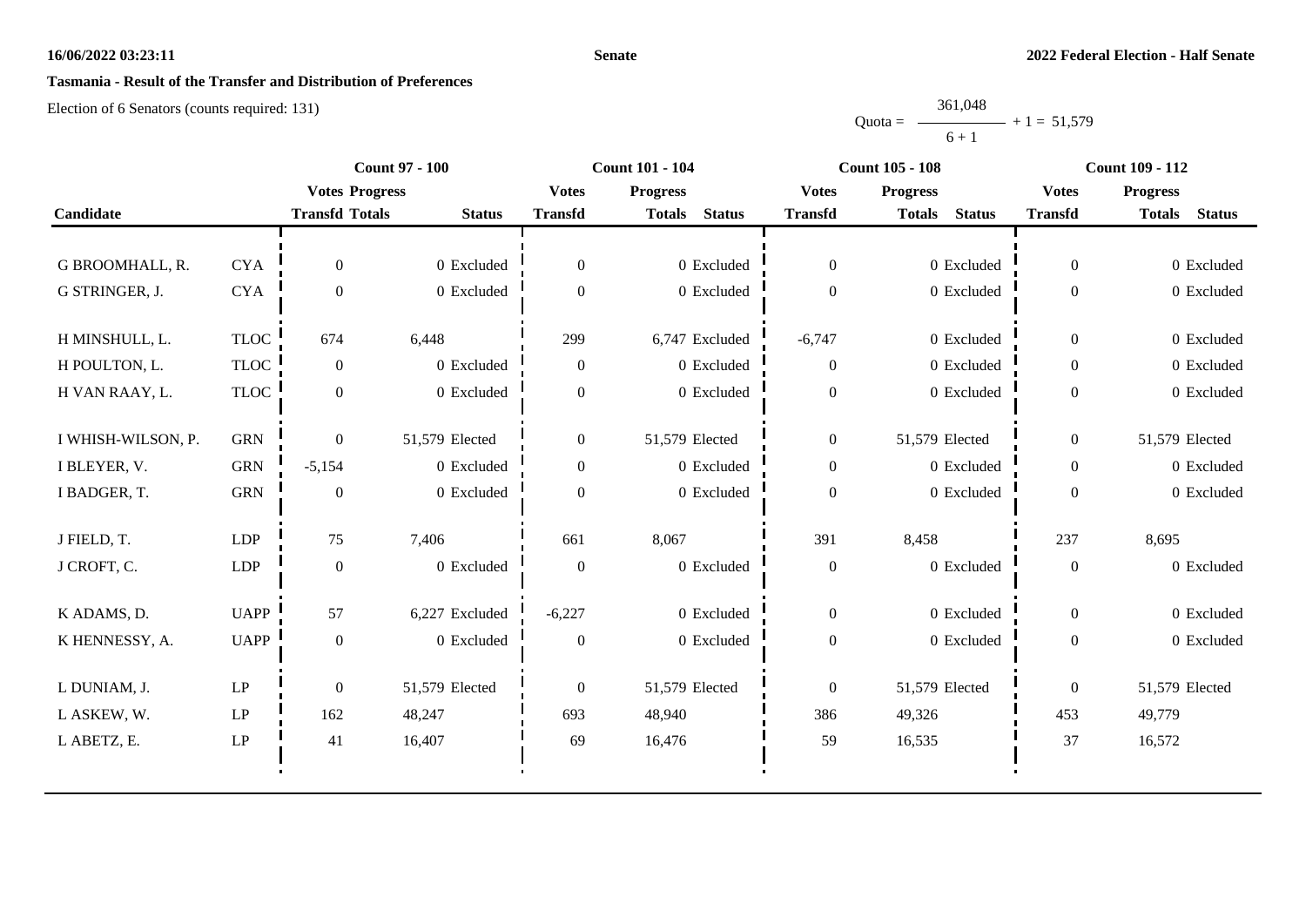**Senate**

**2022 Federal Election - Half Senate**

**Tasmania - Result of the Transfer and Distribution of Preferences**

Election of 6 Senators (counts required: 131)

$$\text{Quota} = \frac{361{,}048}{6+1} + 1 = 51{,}579$$

| Candidate | | Count 97 - 100 | | | Count 101 - 104 | | | Count 105 - 108 | | | Count 109 - 112 | | |
|---|---|---|---|---|---|---|---|---|---|---|---|---|---|
| | | Votes Transfd | Progress Totals | Status | Votes Transfd | Progress Totals | Status | Votes Transfd | Progress Totals | Status | Votes Transfd | Progress Totals | Status |
| G BROOMHALL, R. | CYA | 0 | 0 | Excluded | 0 | 0 | Excluded | 0 | 0 | Excluded | 0 | 0 | Excluded |
| G STRINGER, J. | CYA | 0 | 0 | Excluded | 0 | 0 | Excluded | 0 | 0 | Excluded | 0 | 0 | Excluded |
| H MINSHULL, L. | TLOC | 674 | 6,448 | | 299 | 6,747 | Excluded | -6,747 | 0 | Excluded | 0 | 0 | Excluded |
| H POULTON, L. | TLOC | 0 | 0 | Excluded | 0 | 0 | Excluded | 0 | 0 | Excluded | 0 | 0 | Excluded |
| H VAN RAAY, L. | TLOC | 0 | 0 | Excluded | 0 | 0 | Excluded | 0 | 0 | Excluded | 0 | 0 | Excluded |
| I WHISH-WILSON, P. | GRN | 0 | 51,579 | Elected | 0 | 51,579 | Elected | 0 | 51,579 | Elected | 0 | 51,579 | Elected |
| I BLEYER, V. | GRN | -5,154 | 0 | Excluded | 0 | 0 | Excluded | 0 | 0 | Excluded | 0 | 0 | Excluded |
| I BADGER, T. | GRN | 0 | 0 | Excluded | 0 | 0 | Excluded | 0 | 0 | Excluded | 0 | 0 | Excluded |
| J FIELD, T. | LDP | 75 | 7,406 | | 661 | 8,067 | | 391 | 8,458 | | 237 | 8,695 | |
| J CROFT, C. | LDP | 0 | 0 | Excluded | 0 | 0 | Excluded | 0 | 0 | Excluded | 0 | 0 | Excluded |
| K ADAMS, D. | UAPP | 57 | 6,227 | Excluded | -6,227 | 0 | Excluded | 0 | 0 | Excluded | 0 | 0 | Excluded |
| K HENNESSY, A. | UAPP | 0 | 0 | Excluded | 0 | 0 | Excluded | 0 | 0 | Excluded | 0 | 0 | Excluded |
| L DUNIAM, J. | LP | 0 | 51,579 | Elected | 0 | 51,579 | Elected | 0 | 51,579 | Elected | 0 | 51,579 | Elected |
| L ASKEW, W. | LP | 162 | 48,247 | | 693 | 48,940 | | 386 | 49,326 | | 453 | 49,779 | |
| L ABETZ, E. | LP | 41 | 16,407 | | 69 | 16,476 | | 59 | 16,535 | | 37 | 16,572 | |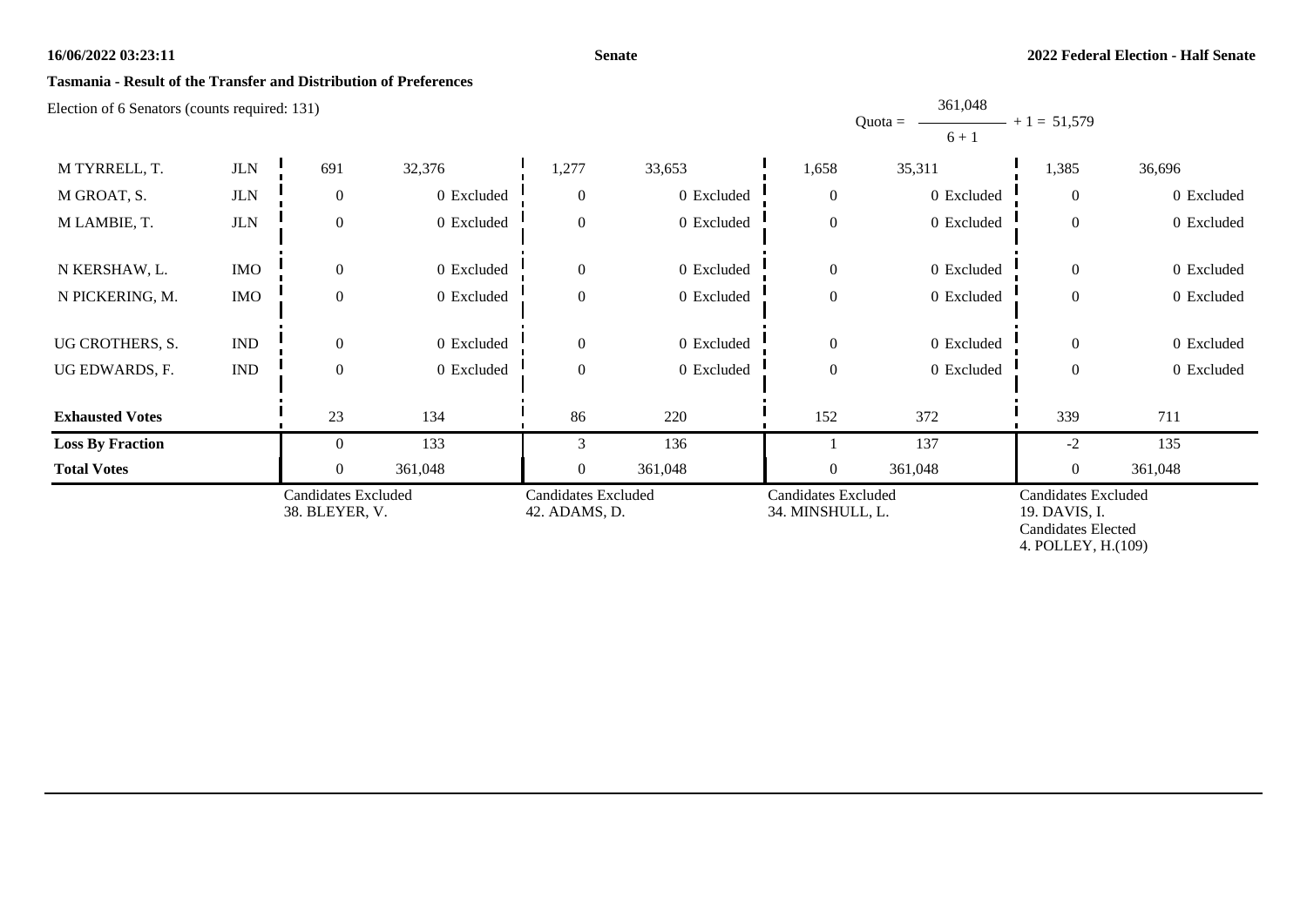**Senate**

**2022 Federal Election - Half Senate**

**Tasmania - Result of the Transfer and Distribution of Preferences**

Election of 6 Senators (counts required: 131)

$$Quota = \frac{361,048}{6 + 1} + 1 = 51,579$$

| | | | | | | | | | |
|---|---|---|---|---|---|---|---|---|---|
| M TYRRELL, T. | JLN | 691 | 32,376 | 1,277 | 33,653 | 1,658 | 35,311 | 1,385 | 36,696 |
| M GROAT, S. | JLN | 0 | 0 Excluded | 0 | 0 Excluded | 0 | 0 Excluded | 0 | 0 Excluded |
| M LAMBIE, T. | JLN | 0 | 0 Excluded | 0 | 0 Excluded | 0 | 0 Excluded | 0 | 0 Excluded |
| N KERSHAW, L. | IMO | 0 | 0 Excluded | 0 | 0 Excluded | 0 | 0 Excluded | 0 | 0 Excluded |
| N PICKERING, M. | IMO | 0 | 0 Excluded | 0 | 0 Excluded | 0 | 0 Excluded | 0 | 0 Excluded |
| UG CROTHERS, S. | IND | 0 | 0 Excluded | 0 | 0 Excluded | 0 | 0 Excluded | 0 | 0 Excluded |
| UG EDWARDS, F. | IND | 0 | 0 Excluded | 0 | 0 Excluded | 0 | 0 Excluded | 0 | 0 Excluded |
| **Exhausted Votes** | | 23 | 134 | 86 | 220 | 152 | 372 | 339 | 711 |
| **Loss By Fraction** | | 0 | 133 | 3 | 136 | 1 | 137 | -2 | 135 |
| **Total Votes** | | 0 | 361,048 | 0 | 361,048 | 0 | 361,048 | 0 | 361,048 |
| | | Candidates Excluded<br>38. BLEYER, V. | | Candidates Excluded<br>42. ADAMS, D. | | Candidates Excluded<br>34. MINSHULL, L. | | Candidates Excluded<br>19. DAVIS, I.<br>Candidates Elected<br>4. POLLEY, H.(109) | |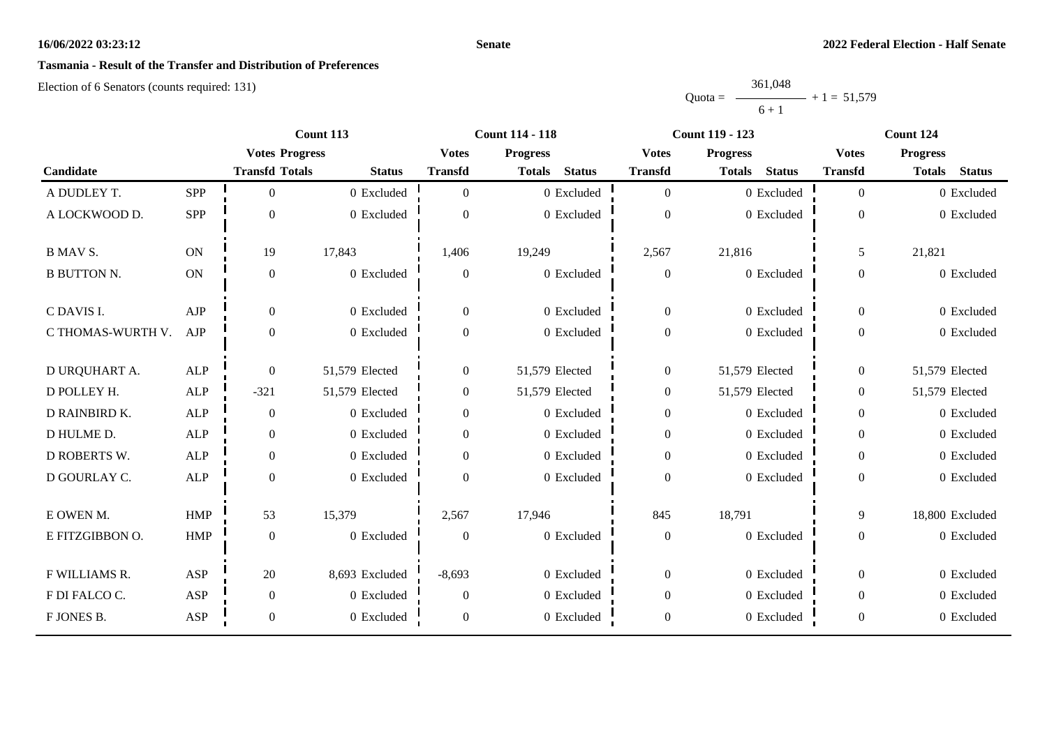**Tasmania - Result of the Transfer and Distribution of Preferences**

Election of 6 Senators (counts required: 131)

$$\text{Quota} = \frac{361{,}048}{6 + 1} + 1 = 51{,}579$$

| | | Count 113 | | | Count 114 - 118 | | | Count 119 - 123 | | | Count 124 | | |
|---|---|---|---|---|---|---|---|---|---|---|---|---|---|
| | | Votes | Progress | | Votes | Progress | | Votes | Progress | | Votes | Progress | |
| Candidate | | Transfd | Totals | Status | Transfd | Totals | Status | Transfd | Totals | Status | Transfd | Totals | Status |
| A DUDLEY T. | SPP | 0 | 0 | Excluded | 0 | 0 | Excluded | 0 | 0 | Excluded | 0 | 0 | Excluded |
| A LOCKWOOD D. | SPP | 0 | 0 | Excluded | 0 | 0 | Excluded | 0 | 0 | Excluded | 0 | 0 | Excluded |
| B MAV S. | ON | 19 | 17,843 | | 1,406 | 19,249 | | 2,567 | 21,816 | | 5 | 21,821 | |
| B BUTTON N. | ON | 0 | 0 | Excluded | 0 | 0 | Excluded | 0 | 0 | Excluded | 0 | 0 | Excluded |
| C DAVIS I. | AJP | 0 | 0 | Excluded | 0 | 0 | Excluded | 0 | 0 | Excluded | 0 | 0 | Excluded |
| C THOMAS-WURTH V. | AJP | 0 | 0 | Excluded | 0 | 0 | Excluded | 0 | 0 | Excluded | 0 | 0 | Excluded |
| D URQUHART A. | ALP | 0 | 51,579 | Elected | 0 | 51,579 | Elected | 0 | 51,579 | Elected | 0 | 51,579 | Elected |
| D POLLEY H. | ALP | -321 | 51,579 | Elected | 0 | 51,579 | Elected | 0 | 51,579 | Elected | 0 | 51,579 | Elected |
| D RAINBIRD K. | ALP | 0 | 0 | Excluded | 0 | 0 | Excluded | 0 | 0 | Excluded | 0 | 0 | Excluded |
| D HULME D. | ALP | 0 | 0 | Excluded | 0 | 0 | Excluded | 0 | 0 | Excluded | 0 | 0 | Excluded |
| D ROBERTS W. | ALP | 0 | 0 | Excluded | 0 | 0 | Excluded | 0 | 0 | Excluded | 0 | 0 | Excluded |
| D GOURLAY C. | ALP | 0 | 0 | Excluded | 0 | 0 | Excluded | 0 | 0 | Excluded | 0 | 0 | Excluded |
| E OWEN M. | HMP | 53 | 15,379 | | 2,567 | 17,946 | | 845 | 18,791 | | 9 | 18,800 | Excluded |
| E FITZGIBBON O. | HMP | 0 | 0 | Excluded | 0 | 0 | Excluded | 0 | 0 | Excluded | 0 | 0 | Excluded |
| F WILLIAMS R. | ASP | 20 | 8,693 | Excluded | -8,693 | 0 | Excluded | 0 | 0 | Excluded | 0 | 0 | Excluded |
| F DI FALCO C. | ASP | 0 | 0 | Excluded | 0 | 0 | Excluded | 0 | 0 | Excluded | 0 | 0 | Excluded |
| F JONES B. | ASP | 0 | 0 | Excluded | 0 | 0 | Excluded | 0 | 0 | Excluded | 0 | 0 | Excluded |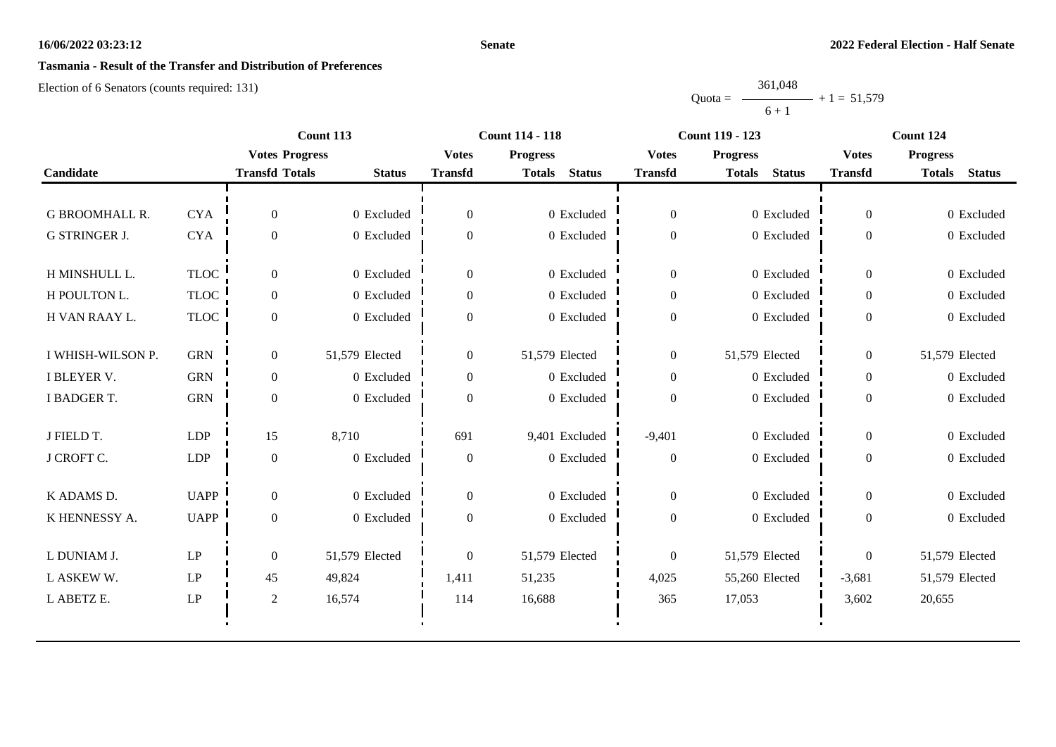**Tasmania - Result of the Transfer and Distribution of Preferences**

Election of 6 Senators (counts required: 131)

$$\text{Quota} = \frac{361,048}{6 + 1} + 1 = 51,579$$

| Candidate | | Count 113 | | | Count 114 - 118 | | | Count 119 - 123 | | | Count 124 | | |
|---|---|---|---|---|---|---|---|---|---|---|---|---|---|
| | | Votes Transfd | Progress Totals | Status | Votes Transfd | Progress Totals | Status | Votes Transfd | Progress Totals | Status | Votes Transfd | Progress Totals | Status |
| G BROOMHALL R. | CYA | 0 | 0 | Excluded | 0 | 0 | Excluded | 0 | 0 | Excluded | 0 | 0 | Excluded |
| G STRINGER J. | CYA | 0 | 0 | Excluded | 0 | 0 | Excluded | 0 | 0 | Excluded | 0 | 0 | Excluded |
| H MINSHULL L. | TLOC | 0 | 0 | Excluded | 0 | 0 | Excluded | 0 | 0 | Excluded | 0 | 0 | Excluded |
| H POULTON L. | TLOC | 0 | 0 | Excluded | 0 | 0 | Excluded | 0 | 0 | Excluded | 0 | 0 | Excluded |
| H VAN RAAY L. | TLOC | 0 | 0 | Excluded | 0 | 0 | Excluded | 0 | 0 | Excluded | 0 | 0 | Excluded |
| I WHISH-WILSON P. | GRN | 0 | 51,579 | Elected | 0 | 51,579 | Elected | 0 | 51,579 | Elected | 0 | 51,579 | Elected |
| I BLEYER V. | GRN | 0 | 0 | Excluded | 0 | 0 | Excluded | 0 | 0 | Excluded | 0 | 0 | Excluded |
| I BADGER T. | GRN | 0 | 0 | Excluded | 0 | 0 | Excluded | 0 | 0 | Excluded | 0 | 0 | Excluded |
| J FIELD T. | LDP | 15 | 8,710 | | 691 | 9,401 | Excluded | -9,401 | 0 | Excluded | 0 | 0 | Excluded |
| J CROFT C. | LDP | 0 | 0 | Excluded | 0 | 0 | Excluded | 0 | 0 | Excluded | 0 | 0 | Excluded |
| K ADAMS D. | UAPP | 0 | 0 | Excluded | 0 | 0 | Excluded | 0 | 0 | Excluded | 0 | 0 | Excluded |
| K HENNESSY A. | UAPP | 0 | 0 | Excluded | 0 | 0 | Excluded | 0 | 0 | Excluded | 0 | 0 | Excluded |
| L DUNIAM J. | LP | 0 | 51,579 | Elected | 0 | 51,579 | Elected | 0 | 51,579 | Elected | 0 | 51,579 | Elected |
| L ASKEW W. | LP | 45 | 49,824 | | 1,411 | 51,235 | | 4,025 | 55,260 | Elected | -3,681 | 51,579 | Elected |
| L ABETZ E. | LP | 2 | 16,574 | | 114 | 16,688 | | 365 | 17,053 | | 3,602 | 20,655 | |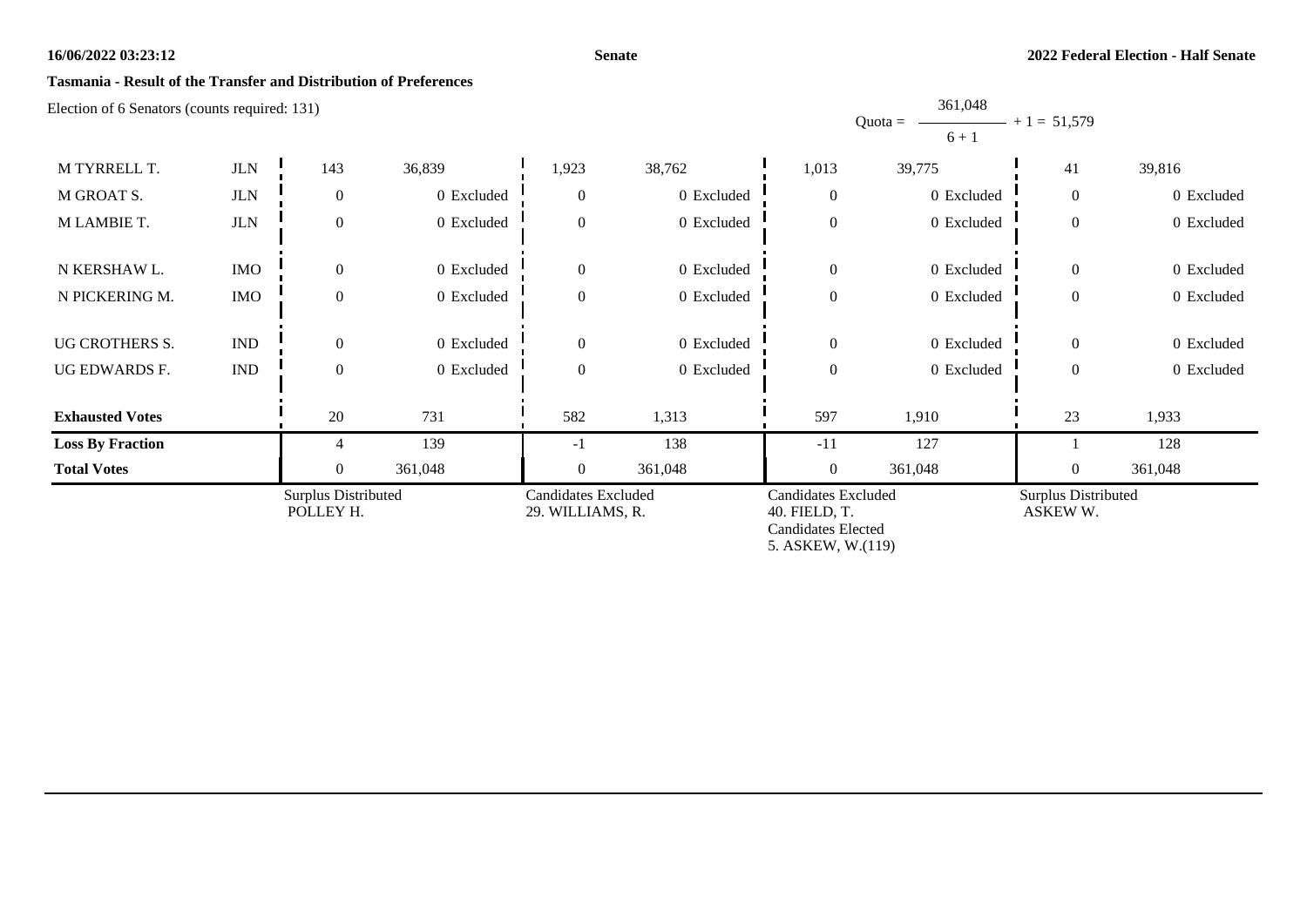**Tasmania - Result of the Transfer and Distribution of Preferences**

Election of 6 Senators (counts required: 131)

Quota = $\frac{361,048}{6 + 1} + 1 = 51,579$

| | | | | | | | | | |
|---|---|---|---|---|---|---|---|---|---|
| M TYRRELL T. | JLN | 143 | 36,839 | 1,923 | 38,762 | 1,013 | 39,775 | 41 | 39,816 |
| M GROAT S. | JLN | 0 | 0 Excluded | 0 | 0 Excluded | 0 | 0 Excluded | 0 | 0 Excluded |
| M LAMBIE T. | JLN | 0 | 0 Excluded | 0 | 0 Excluded | 0 | 0 Excluded | 0 | 0 Excluded |
| N KERSHAW L. | IMO | 0 | 0 Excluded | 0 | 0 Excluded | 0 | 0 Excluded | 0 | 0 Excluded |
| N PICKERING M. | IMO | 0 | 0 Excluded | 0 | 0 Excluded | 0 | 0 Excluded | 0 | 0 Excluded |
| UG CROTHERS S. | IND | 0 | 0 Excluded | 0 | 0 Excluded | 0 | 0 Excluded | 0 | 0 Excluded |
| UG EDWARDS F. | IND | 0 | 0 Excluded | 0 | 0 Excluded | 0 | 0 Excluded | 0 | 0 Excluded |
| **Exhausted Votes** | | 20 | 731 | 582 | 1,313 | 597 | 1,910 | 23 | 1,933 |
| **Loss By Fraction** | | 4 | 139 | -1 | 138 | -11 | 127 | 1 | 128 |
| **Total Votes** | | 0 | 361,048 | 0 | 361,048 | 0 | 361,048 | 0 | 361,048 |
| | | Surplus Distributed POLLEY H. | | Candidates Excluded 29. WILLIAMS, R. | | Candidates Excluded 40. FIELD, T. Candidates Elected 5. ASKEW, W.(119) | | Surplus Distributed ASKEW W. | |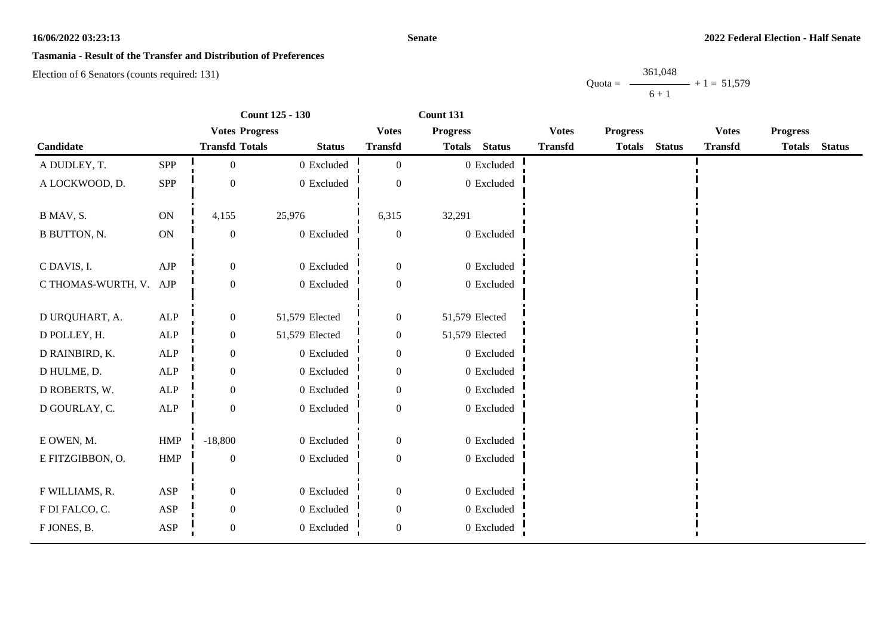**Tasmania - Result of the Transfer and Distribution of Preferences**

Election of 6 Senators (counts required: 131)

$$\text{Quota} = \frac{361{,}048}{6 + 1} + 1 = 51{,}579$$

| Candidate | | Count 125 - 130 | | | Count 131 | | | | | | | | |
|---|---|---|---|---|---|---|---|---|---|---|---|---|---|
| | | Votes Transfd | Progress Totals | Status | Votes Transfd | Progress Totals | Status | Votes Transfd | Progress Totals | Status | Votes Transfd | Progress Totals | Status |
| A DUDLEY, T. | SPP | 0 | 0 | Excluded | 0 | 0 | Excluded | | | | | | |
| A LOCKWOOD, D. | SPP | 0 | 0 | Excluded | 0 | 0 | Excluded | | | | | | |
| B MAV, S. | ON | 4,155 | 25,976 | | 6,315 | 32,291 | | | | | | | |
| B BUTTON, N. | ON | 0 | 0 | Excluded | 0 | 0 | Excluded | | | | | | |
| C DAVIS, I. | AJP | 0 | 0 | Excluded | 0 | 0 | Excluded | | | | | | |
| C THOMAS-WURTH, V. | AJP | 0 | 0 | Excluded | 0 | 0 | Excluded | | | | | | |
| D URQUHART, A. | ALP | 0 | 51,579 | Elected | 0 | 51,579 | Elected | | | | | | |
| D POLLEY, H. | ALP | 0 | 51,579 | Elected | 0 | 51,579 | Elected | | | | | | |
| D RAINBIRD, K. | ALP | 0 | 0 | Excluded | 0 | 0 | Excluded | | | | | | |
| D HULME, D. | ALP | 0 | 0 | Excluded | 0 | 0 | Excluded | | | | | | |
| D ROBERTS, W. | ALP | 0 | 0 | Excluded | 0 | 0 | Excluded | | | | | | |
| D GOURLAY, C. | ALP | 0 | 0 | Excluded | 0 | 0 | Excluded | | | | | | |
| E OWEN, M. | HMP | -18,800 | 0 | Excluded | 0 | 0 | Excluded | | | | | | |
| E FITZGIBBON, O. | HMP | 0 | 0 | Excluded | 0 | 0 | Excluded | | | | | | |
| F WILLIAMS, R. | ASP | 0 | 0 | Excluded | 0 | 0 | Excluded | | | | | | |
| F DI FALCO, C. | ASP | 0 | 0 | Excluded | 0 | 0 | Excluded | | | | | | |
| F JONES, B. | ASP | 0 | 0 | Excluded | 0 | 0 | Excluded | | | | | | |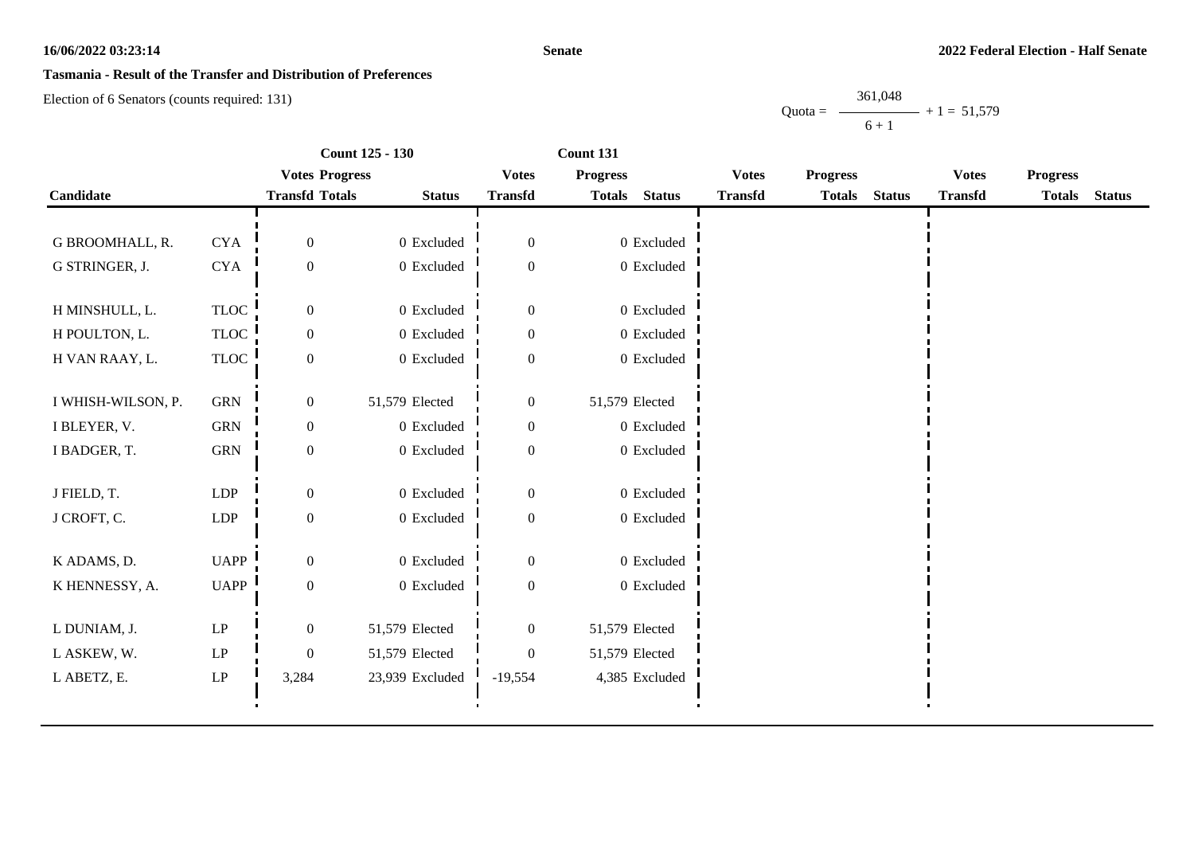16/06/2022 03:23:14 **Senate** **2022 Federal Election - Half Senate**

**Tasmania - Result of the Transfer and Distribution of Preferences**

Election of 6 Senators (counts required: 131)

$$Quota = \frac{361,048}{6 + 1} + 1 = 51,579$$

| Candidate | | Count 125 - 130 | | | Count 131 | | | | | | | | |
|---|---|---|---|---|---|---|---|---|---|---|---|---|---|
| | | Votes Transfd | Progress Totals | Status | Votes Transfd | Progress Totals | Status | Votes Transfd | Progress Totals | Status | Votes Transfd | Progress Totals | Status |
| G BROOMHALL, R. | CYA | 0 | 0 | Excluded | 0 | 0 | Excluded | | | | | | |
| G STRINGER, J. | CYA | 0 | 0 | Excluded | 0 | 0 | Excluded | | | | | | |
| H MINSHULL, L. | TLOC | 0 | 0 | Excluded | 0 | 0 | Excluded | | | | | | |
| H POULTON, L. | TLOC | 0 | 0 | Excluded | 0 | 0 | Excluded | | | | | | |
| H VAN RAAY, L. | TLOC | 0 | 0 | Excluded | 0 | 0 | Excluded | | | | | | |
| I WHISH-WILSON, P. | GRN | 0 | 51,579 | Elected | 0 | 51,579 | Elected | | | | | | |
| I BLEYER, V. | GRN | 0 | 0 | Excluded | 0 | 0 | Excluded | | | | | | |
| I BADGER, T. | GRN | 0 | 0 | Excluded | 0 | 0 | Excluded | | | | | | |
| J FIELD, T. | LDP | 0 | 0 | Excluded | 0 | 0 | Excluded | | | | | | |
| J CROFT, C. | LDP | 0 | 0 | Excluded | 0 | 0 | Excluded | | | | | | |
| K ADAMS, D. | UAPP | 0 | 0 | Excluded | 0 | 0 | Excluded | | | | | | |
| K HENNESSY, A. | UAPP | 0 | 0 | Excluded | 0 | 0 | Excluded | | | | | | |
| L DUNIAM, J. | LP | 0 | 51,579 | Elected | 0 | 51,579 | Elected | | | | | | |
| L ASKEW, W. | LP | 0 | 51,579 | Elected | 0 | 51,579 | Elected | | | | | | |
| L ABETZ, E. | LP | 3,284 | 23,939 | Excluded | -19,554 | 4,385 | Excluded | | | | | | |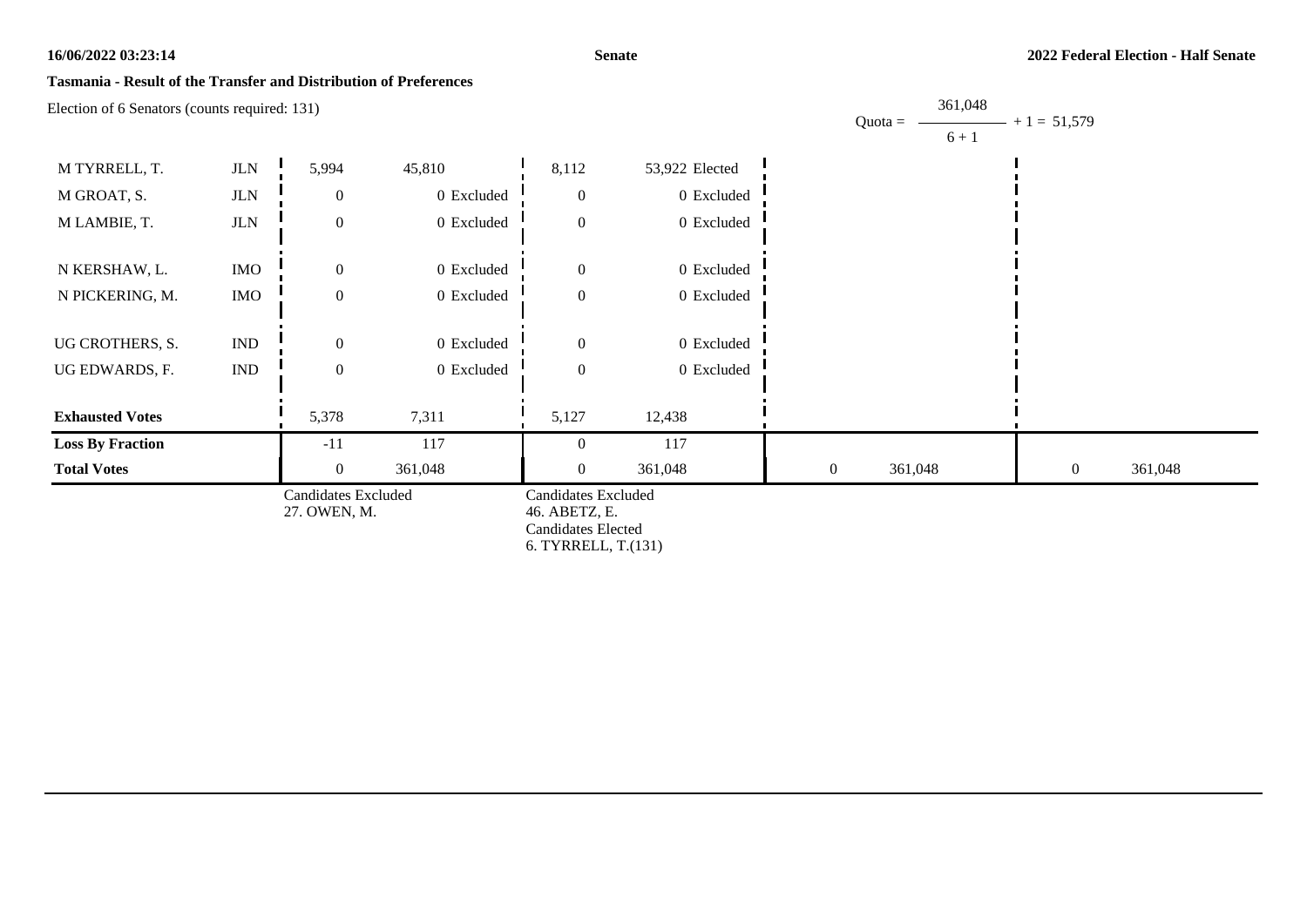## Tasmania - Result of the Transfer and Distribution of Preferences

Election of 6 Senators (counts required: 131)

$$\text{Quota} = \frac{361{,}048}{6 + 1} + 1 = 51{,}579$$

| | | | | | | | | | |
|---|---|---|---|---|---|---|---|---|---|
| M TYRRELL, T. | JLN | 5,994 | 45,810 | 8,112 | 53,922 Elected | | | | |
| M GROAT, S. | JLN | 0 | 0 Excluded | 0 | 0 Excluded | | | | |
| M LAMBIE, T. | JLN | 0 | 0 Excluded | 0 | 0 Excluded | | | | |
| N KERSHAW, L. | IMO | 0 | 0 Excluded | 0 | 0 Excluded | | | | |
| N PICKERING, M. | IMO | 0 | 0 Excluded | 0 | 0 Excluded | | | | |
| UG CROTHERS, S. | IND | 0 | 0 Excluded | 0 | 0 Excluded | | | | |
| UG EDWARDS, F. | IND | 0 | 0 Excluded | 0 | 0 Excluded | | | | |
| **Exhausted Votes** | | 5,378 | 7,311 | 5,127 | 12,438 | | | | |
| **Loss By Fraction** | | -11 | 117 | 0 | 117 | | | | |
| **Total Votes** | | 0 | 361,048 | 0 | 361,048 | 0 | 361,048 | 0 | 361,048 |
| | | Candidates Excluded<br>27. OWEN, M. | | Candidates Excluded<br>46. ABETZ, E.<br>Candidates Elected<br>6. TYRRELL, T.(131) | | | | | |